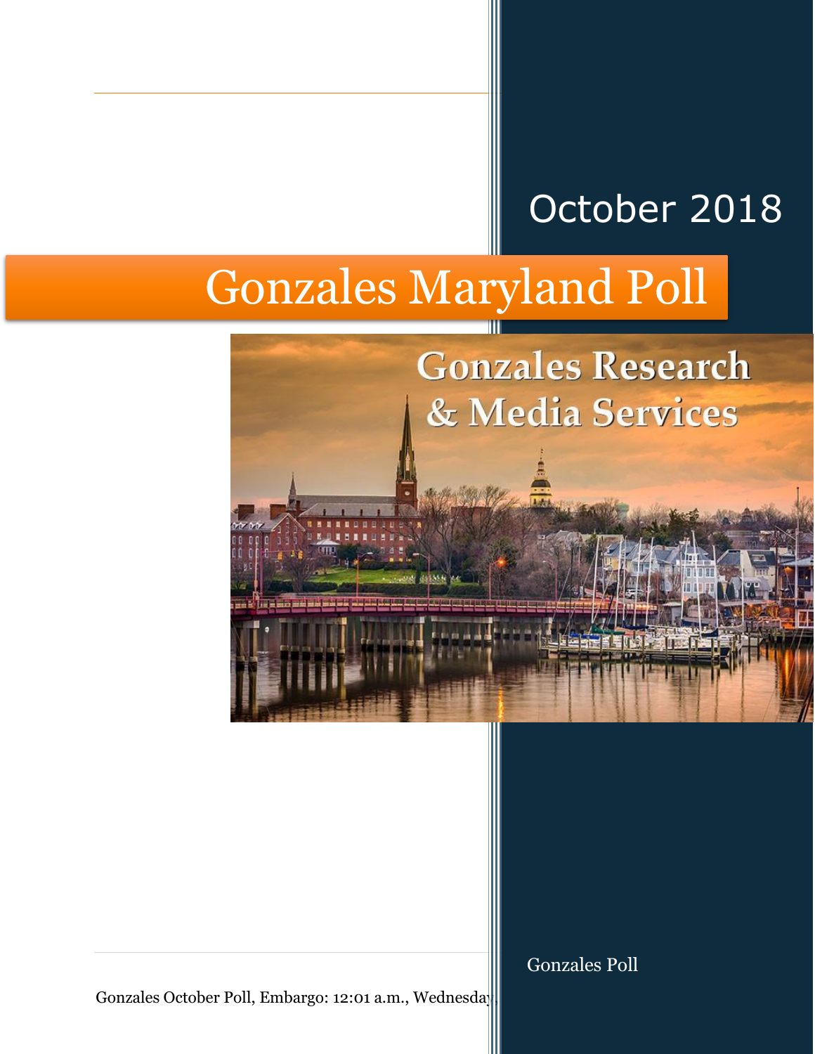October 2018

# Gonzales Maryland Poll

Gonzales Research & Media Services

Gonzales Poll

Gonzales October Poll, Embargo: 12:01 a.m., Wednesday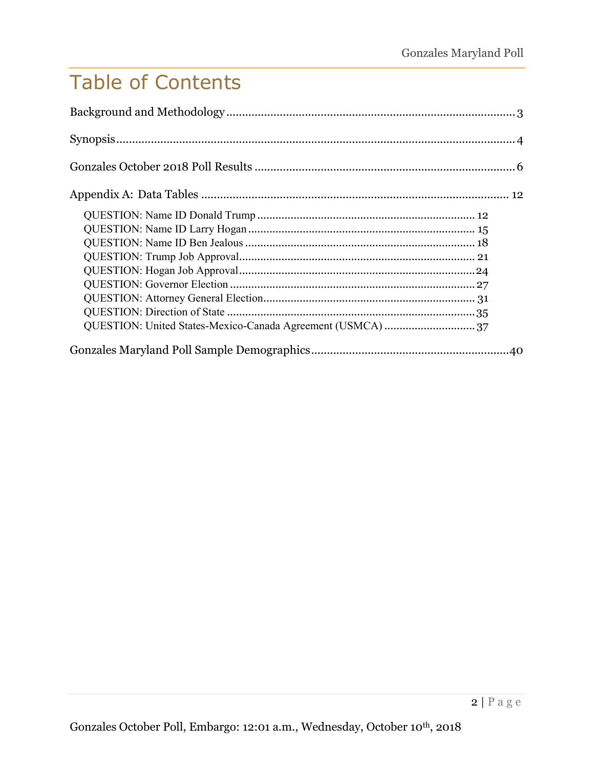# Table of Contents

Background and Methodology ........................................................................................ 3

Synopsis ............................................................................................................................ 4

Gonzales October 2018 Poll Results ................................................................................ 6

Appendix A: Data Tables ............................................................................................... 12

- QUESTION: Name ID Donald Trump ........................................................................ 12
- QUESTION: Name ID Larry Hogan ........................................................................... 15
- QUESTION: Name ID Ben Jealous ............................................................................ 18
- QUESTION: Trump Job Approval .............................................................................. 21
- QUESTION: Hogan Job Approval .............................................................................. 24
- QUESTION: Governor Election .................................................................................. 27
- QUESTION: Attorney General Election ..................................................................... 31
- QUESTION: Direction of State ................................................................................... 35
- QUESTION: United States-Mexico-Canada Agreement (USMCA) ............................ 37

Gonzales Maryland Poll Sample Demographics ............................................................ 40

Gonzales October Poll, Embargo: 12:01 a.m., Wednesday, October 10th, 2018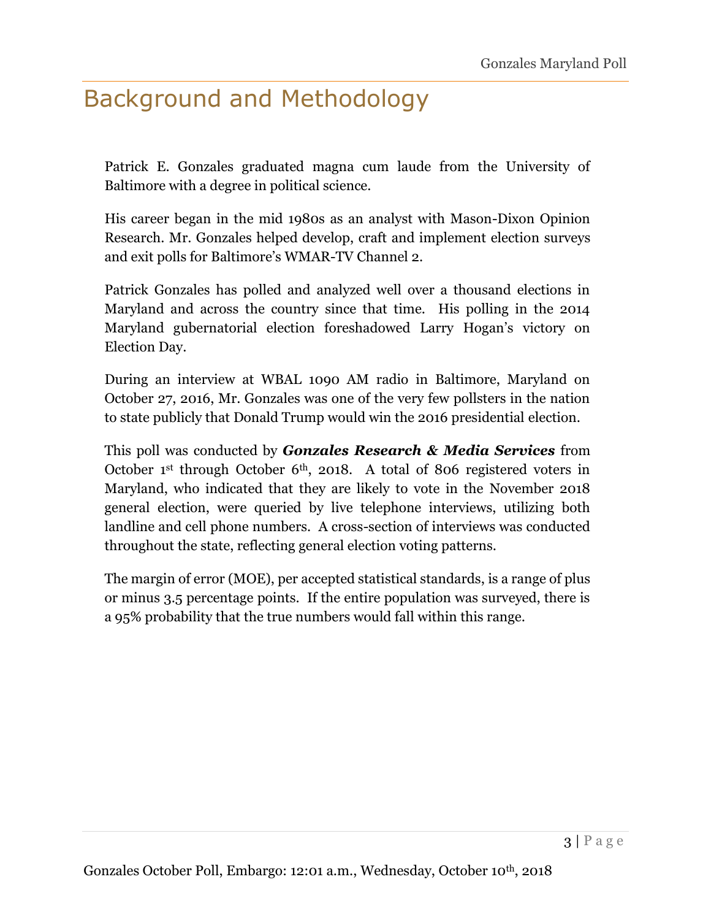# Background and Methodology

Patrick E. Gonzales graduated magna cum laude from the University of Baltimore with a degree in political science.

His career began in the mid 1980s as an analyst with Mason-Dixon Opinion Research. Mr. Gonzales helped develop, craft and implement election surveys and exit polls for Baltimore's WMAR-TV Channel 2.

Patrick Gonzales has polled and analyzed well over a thousand elections in Maryland and across the country since that time. His polling in the 2014 Maryland gubernatorial election foreshadowed Larry Hogan's victory on Election Day.

During an interview at WBAL 1090 AM radio in Baltimore, Maryland on October 27, 2016, Mr. Gonzales was one of the very few pollsters in the nation to state publicly that Donald Trump would win the 2016 presidential election.

This poll was conducted by ***Gonzales Research & Media Services*** from October 1st through October 6th, 2018. A total of 806 registered voters in Maryland, who indicated that they are likely to vote in the November 2018 general election, were queried by live telephone interviews, utilizing both landline and cell phone numbers. A cross-section of interviews was conducted throughout the state, reflecting general election voting patterns.

The margin of error (MOE), per accepted statistical standards, is a range of plus or minus 3.5 percentage points. If the entire population was surveyed, there is a 95% probability that the true numbers would fall within this range.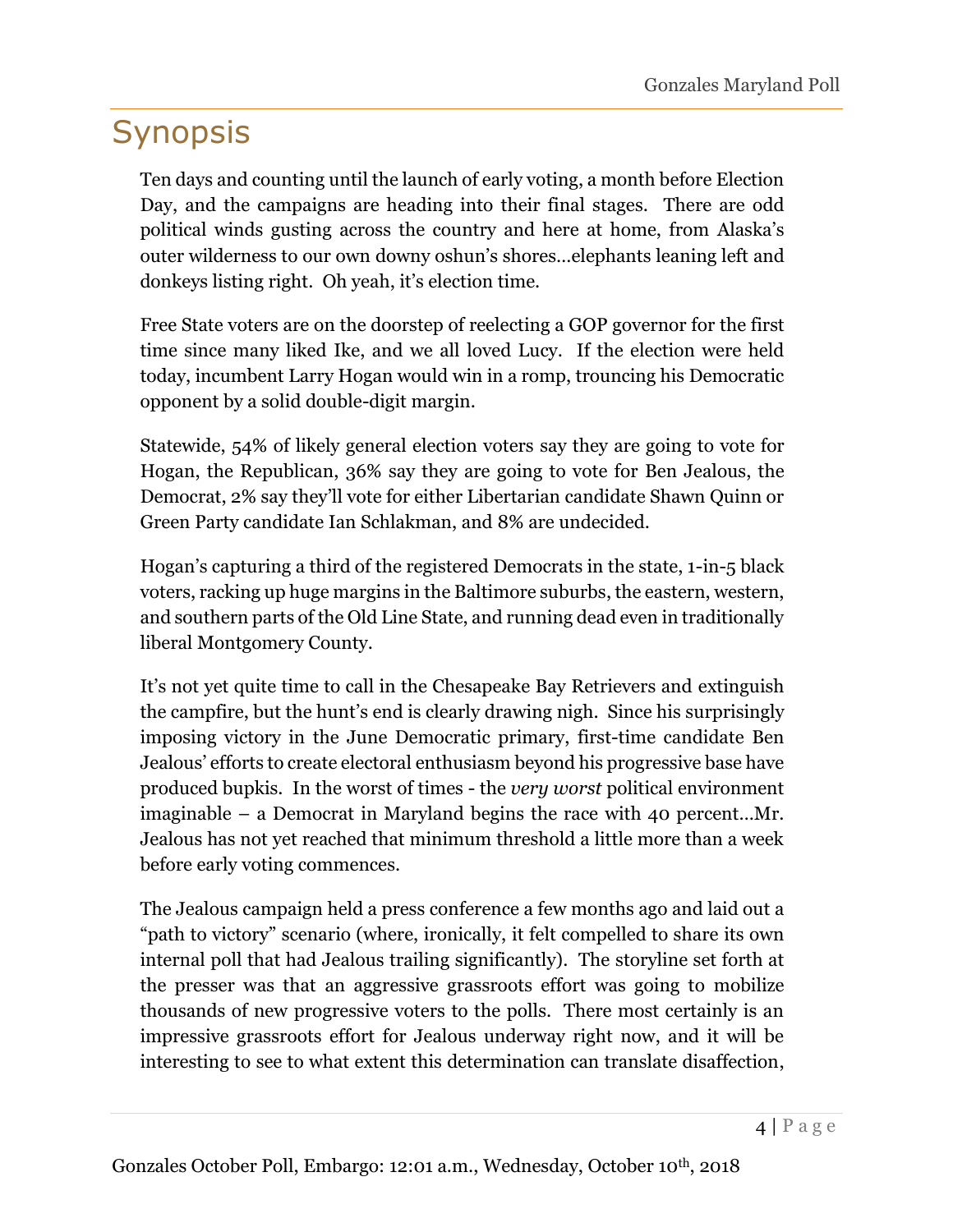# Synopsis

Ten days and counting until the launch of early voting, a month before Election Day, and the campaigns are heading into their final stages. There are odd political winds gusting across the country and here at home, from Alaska's outer wilderness to our own downy oshun's shores…elephants leaning left and donkeys listing right. Oh yeah, it's election time.

Free State voters are on the doorstep of reelecting a GOP governor for the first time since many liked Ike, and we all loved Lucy. If the election were held today, incumbent Larry Hogan would win in a romp, trouncing his Democratic opponent by a solid double-digit margin.

Statewide, 54% of likely general election voters say they are going to vote for Hogan, the Republican, 36% say they are going to vote for Ben Jealous, the Democrat, 2% say they'll vote for either Libertarian candidate Shawn Quinn or Green Party candidate Ian Schlakman, and 8% are undecided.

Hogan's capturing a third of the registered Democrats in the state, 1-in-5 black voters, racking up huge margins in the Baltimore suburbs, the eastern, western, and southern parts of the Old Line State, and running dead even in traditionally liberal Montgomery County.

It's not yet quite time to call in the Chesapeake Bay Retrievers and extinguish the campfire, but the hunt's end is clearly drawing nigh. Since his surprisingly imposing victory in the June Democratic primary, first-time candidate Ben Jealous' efforts to create electoral enthusiasm beyond his progressive base have produced bupkis. In the worst of times - the *very worst* political environment imaginable – a Democrat in Maryland begins the race with 40 percent…Mr. Jealous has not yet reached that minimum threshold a little more than a week before early voting commences.

The Jealous campaign held a press conference a few months ago and laid out a "path to victory" scenario (where, ironically, it felt compelled to share its own internal poll that had Jealous trailing significantly). The storyline set forth at the presser was that an aggressive grassroots effort was going to mobilize thousands of new progressive voters to the polls. There most certainly is an impressive grassroots effort for Jealous underway right now, and it will be interesting to see to what extent this determination can translate disaffection,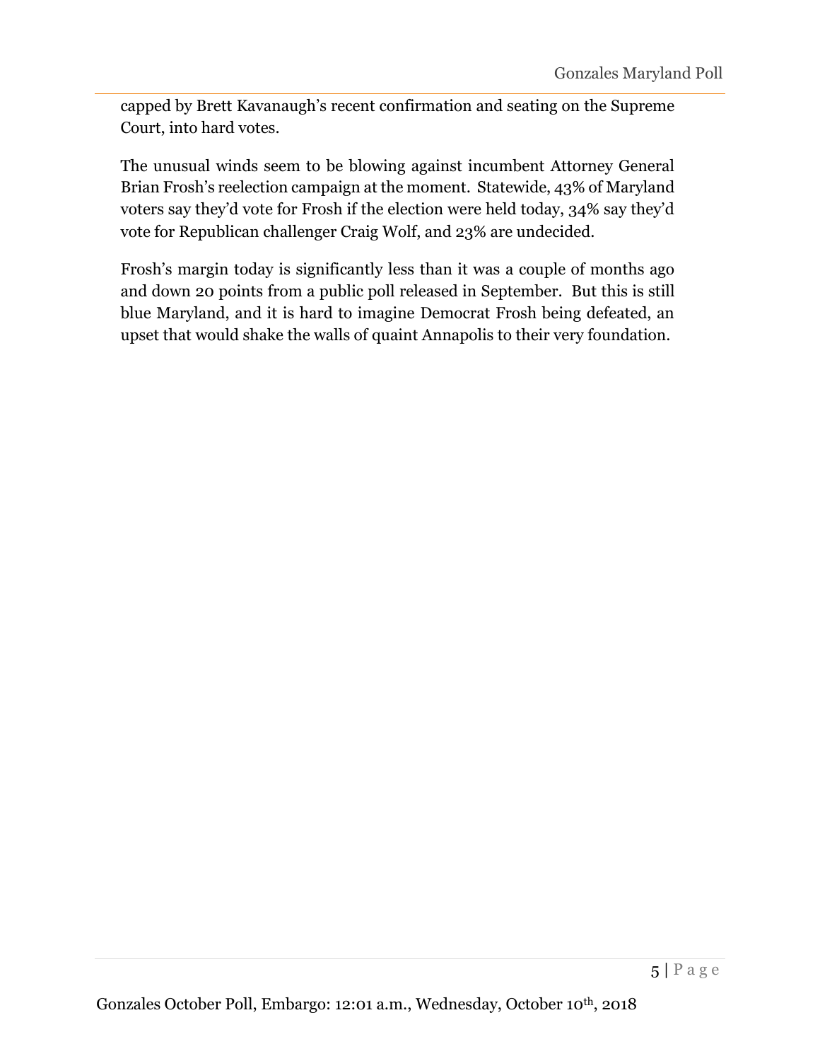capped by Brett Kavanaugh's recent confirmation and seating on the Supreme Court, into hard votes.

The unusual winds seem to be blowing against incumbent Attorney General Brian Frosh's reelection campaign at the moment. Statewide, 43% of Maryland voters say they'd vote for Frosh if the election were held today, 34% say they'd vote for Republican challenger Craig Wolf, and 23% are undecided.

Frosh's margin today is significantly less than it was a couple of months ago and down 20 points from a public poll released in September. But this is still blue Maryland, and it is hard to imagine Democrat Frosh being defeated, an upset that would shake the walls of quaint Annapolis to their very foundation.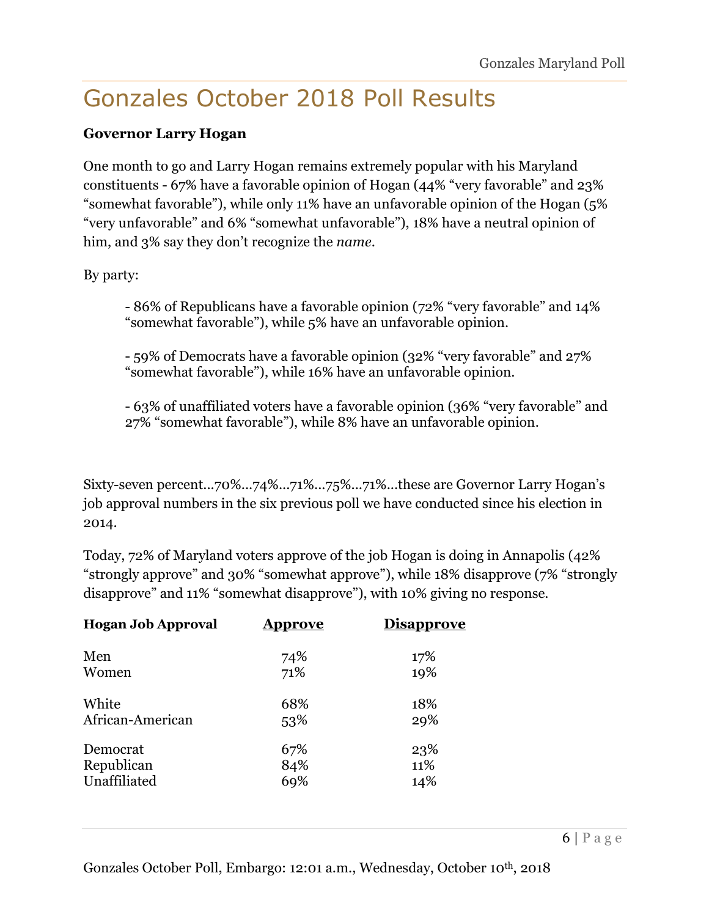# Gonzales October 2018 Poll Results

**Governor Larry Hogan**

One month to go and Larry Hogan remains extremely popular with his Maryland constituents - 67% have a favorable opinion of Hogan (44% "very favorable" and 23% "somewhat favorable"), while only 11% have an unfavorable opinion of the Hogan (5% "very unfavorable" and 6% "somewhat unfavorable"), 18% have a neutral opinion of him, and 3% say they don't recognize the *name*.

By party:

- 86% of Republicans have a favorable opinion (72% "very favorable" and 14% "somewhat favorable"), while 5% have an unfavorable opinion.

- 59% of Democrats have a favorable opinion (32% "very favorable" and 27% "somewhat favorable"), while 16% have an unfavorable opinion.

- 63% of unaffiliated voters have a favorable opinion (36% "very favorable" and 27% "somewhat favorable"), while 8% have an unfavorable opinion.

Sixty-seven percent…70%…74%…71%…75%…71%…these are Governor Larry Hogan's job approval numbers in the six previous poll we have conducted since his election in 2014.

Today, 72% of Maryland voters approve of the job Hogan is doing in Annapolis (42% "strongly approve" and 30% "somewhat approve"), while 18% disapprove (7% "strongly disapprove" and 11% "somewhat disapprove"), with 10% giving no response.

| **Hogan Job Approval** | **Approve** | **Disapprove** |
|---|---|---|
| Men | 74% | 17% |
| Women | 71% | 19% |
| White | 68% | 18% |
| African-American | 53% | 29% |
| Democrat | 67% | 23% |
| Republican | 84% | 11% |
| Unaffiliated | 69% | 14% |

Gonzales October Poll, Embargo: 12:01 a.m., Wednesday, October 10th, 2018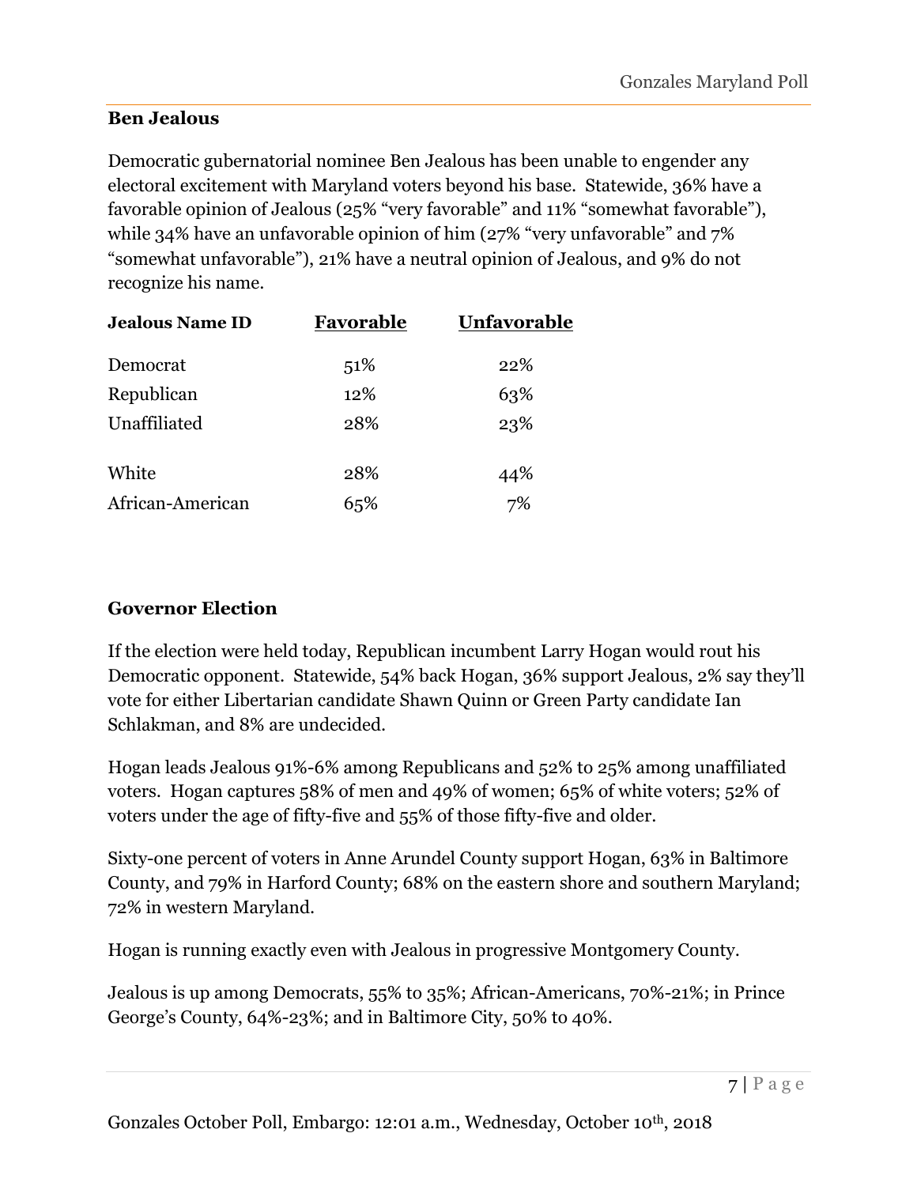## Ben Jealous

Democratic gubernatorial nominee Ben Jealous has been unable to engender any electoral excitement with Maryland voters beyond his base. Statewide, 36% have a favorable opinion of Jealous (25% "very favorable" and 11% "somewhat favorable"), while 34% have an unfavorable opinion of him (27% "very unfavorable" and 7% "somewhat unfavorable"), 21% have a neutral opinion of Jealous, and 9% do not recognize his name.

| Jealous Name ID | Favorable | Unfavorable |
|---|---|---|
| Democrat | 51% | 22% |
| Republican | 12% | 63% |
| Unaffiliated | 28% | 23% |
| White | 28% | 44% |
| African-American | 65% | 7% |

## Governor Election

If the election were held today, Republican incumbent Larry Hogan would rout his Democratic opponent. Statewide, 54% back Hogan, 36% support Jealous, 2% say they'll vote for either Libertarian candidate Shawn Quinn or Green Party candidate Ian Schlakman, and 8% are undecided.

Hogan leads Jealous 91%-6% among Republicans and 52% to 25% among unaffiliated voters. Hogan captures 58% of men and 49% of women; 65% of white voters; 52% of voters under the age of fifty-five and 55% of those fifty-five and older.

Sixty-one percent of voters in Anne Arundel County support Hogan, 63% in Baltimore County, and 79% in Harford County; 68% on the eastern shore and southern Maryland; 72% in western Maryland.

Hogan is running exactly even with Jealous in progressive Montgomery County.

Jealous is up among Democrats, 55% to 35%; African-Americans, 70%-21%; in Prince George's County, 64%-23%; and in Baltimore City, 50% to 40%.

Gonzales October Poll, Embargo: 12:01 a.m., Wednesday, October 10th, 2018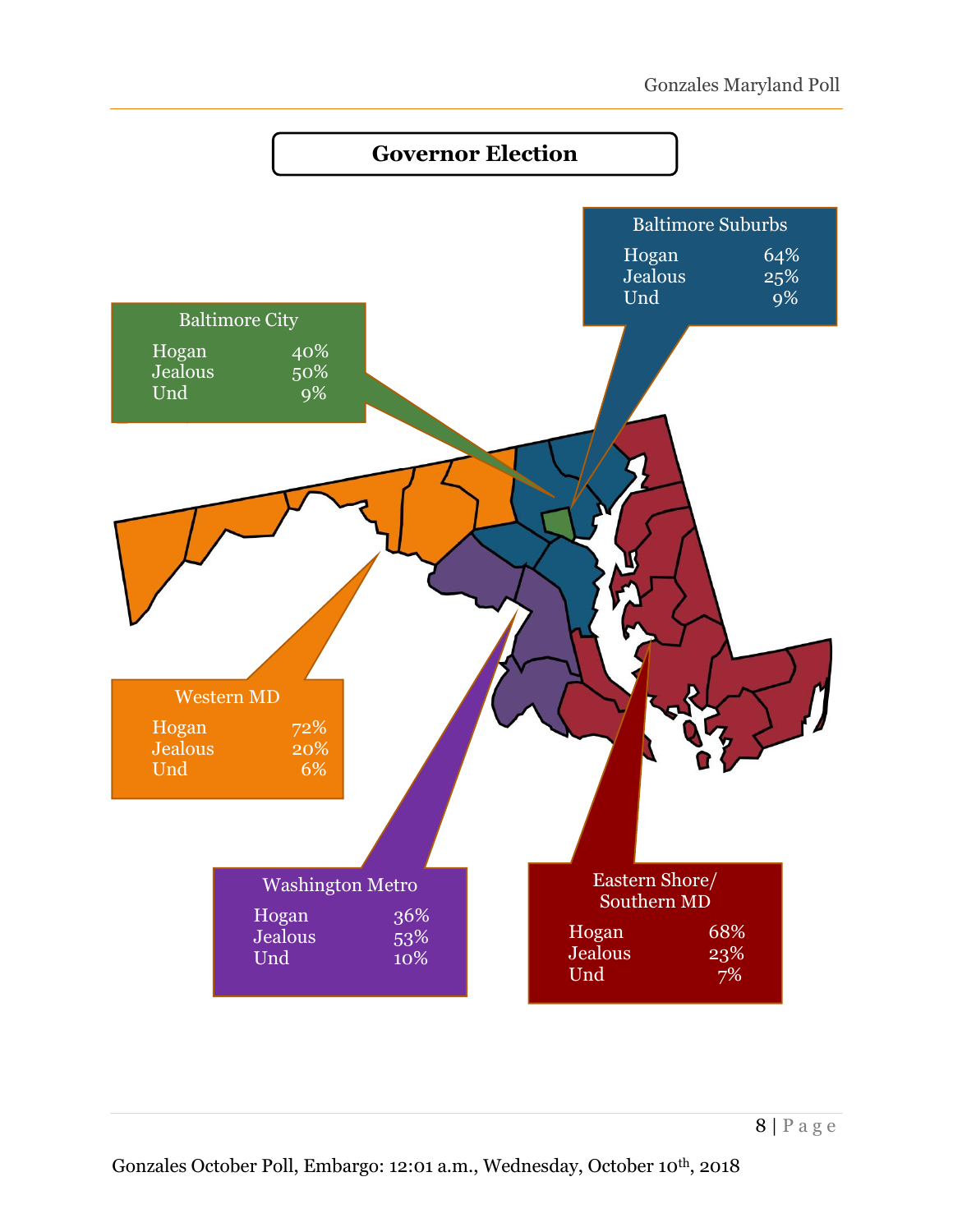## Governor Election

**Baltimore Suburbs**

| | |
|---|---|
| Hogan | 64% |
| Jealous | 25% |
| Und | 9% |

**Baltimore City**

| | |
|---|---|
| Hogan | 40% |
| Jealous | 50% |
| Und | 9% |

**Western MD**

| | |
|---|---|
| Hogan | 72% |
| Jealous | 20% |
| Und | 6% |

**Washington Metro**

| | |
|---|---|
| Hogan | 36% |
| Jealous | 53% |
| Und | 10% |

**Eastern Shore/ Southern MD**

| | |
|---|---|
| Hogan | 68% |
| Jealous | 23% |
| Und | 7% |

Gonzales October Poll, Embargo: 12:01 a.m., Wednesday, October 10th, 2018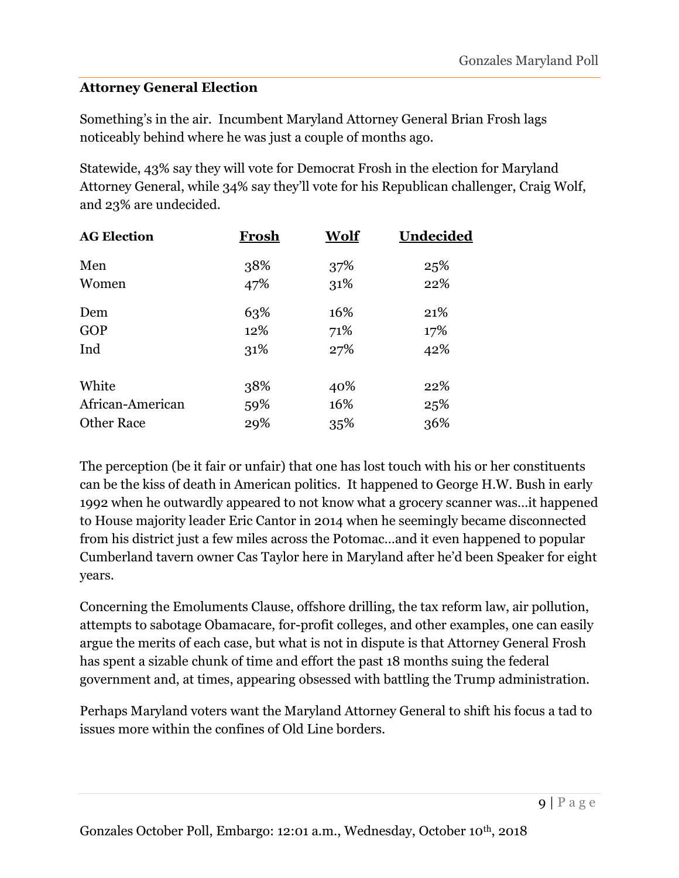## Attorney General Election

Something's in the air. Incumbent Maryland Attorney General Brian Frosh lags noticeably behind where he was just a couple of months ago.

Statewide, 43% say they will vote for Democrat Frosh in the election for Maryland Attorney General, while 34% say they'll vote for his Republican challenger, Craig Wolf, and 23% are undecided.

| AG Election | Frosh | Wolf | Undecided |
|---|---|---|---|
| Men | 38% | 37% | 25% |
| Women | 47% | 31% | 22% |
| Dem | 63% | 16% | 21% |
| GOP | 12% | 71% | 17% |
| Ind | 31% | 27% | 42% |
| White | 38% | 40% | 22% |
| African-American | 59% | 16% | 25% |
| Other Race | 29% | 35% | 36% |

The perception (be it fair or unfair) that one has lost touch with his or her constituents can be the kiss of death in American politics. It happened to George H.W. Bush in early 1992 when he outwardly appeared to not know what a grocery scanner was…it happened to House majority leader Eric Cantor in 2014 when he seemingly became disconnected from his district just a few miles across the Potomac…and it even happened to popular Cumberland tavern owner Cas Taylor here in Maryland after he'd been Speaker for eight years.

Concerning the Emoluments Clause, offshore drilling, the tax reform law, air pollution, attempts to sabotage Obamacare, for-profit colleges, and other examples, one can easily argue the merits of each case, but what is not in dispute is that Attorney General Frosh has spent a sizable chunk of time and effort the past 18 months suing the federal government and, at times, appearing obsessed with battling the Trump administration.

Perhaps Maryland voters want the Maryland Attorney General to shift his focus a tad to issues more within the confines of Old Line borders.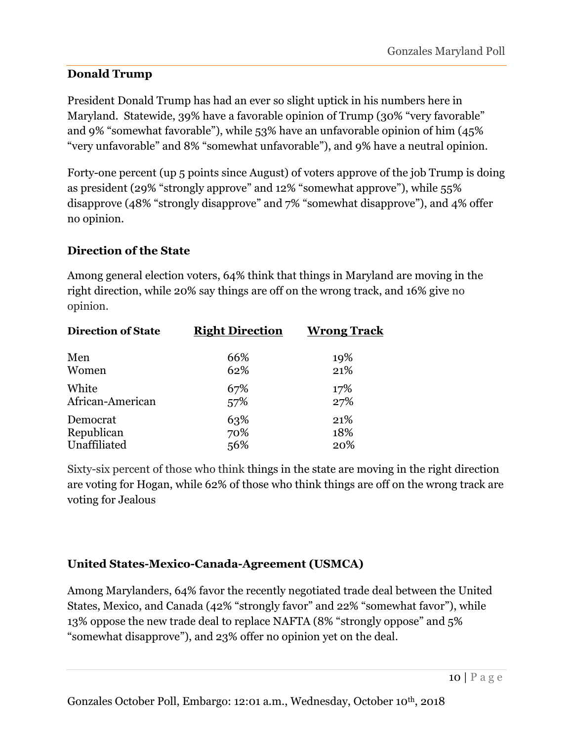## Donald Trump

President Donald Trump has had an ever so slight uptick in his numbers here in Maryland. Statewide, 39% have a favorable opinion of Trump (30% "very favorable" and 9% "somewhat favorable"), while 53% have an unfavorable opinion of him (45% "very unfavorable" and 8% "somewhat unfavorable"), and 9% have a neutral opinion.

Forty-one percent (up 5 points since August) of voters approve of the job Trump is doing as president (29% "strongly approve" and 12% "somewhat approve"), while 55% disapprove (48% "strongly disapprove" and 7% "somewhat disapprove"), and 4% offer no opinion.

## Direction of the State

Among general election voters, 64% think that things in Maryland are moving in the right direction, while 20% say things are off on the wrong track, and 16% give no opinion.

| Direction of State | Right Direction | Wrong Track |
|---|---|---|
| Men | 66% | 19% |
| Women | 62% | 21% |
| White | 67% | 17% |
| African-American | 57% | 27% |
| Democrat | 63% | 21% |
| Republican | 70% | 18% |
| Unaffiliated | 56% | 20% |

Sixty-six percent of those who think things in the state are moving in the right direction are voting for Hogan, while 62% of those who think things are off on the wrong track are voting for Jealous

## United States-Mexico-Canada-Agreement (USMCA)

Among Marylanders, 64% favor the recently negotiated trade deal between the United States, Mexico, and Canada (42% "strongly favor" and 22% "somewhat favor"), while 13% oppose the new trade deal to replace NAFTA (8% "strongly oppose" and 5% "somewhat disapprove"), and 23% offer no opinion yet on the deal.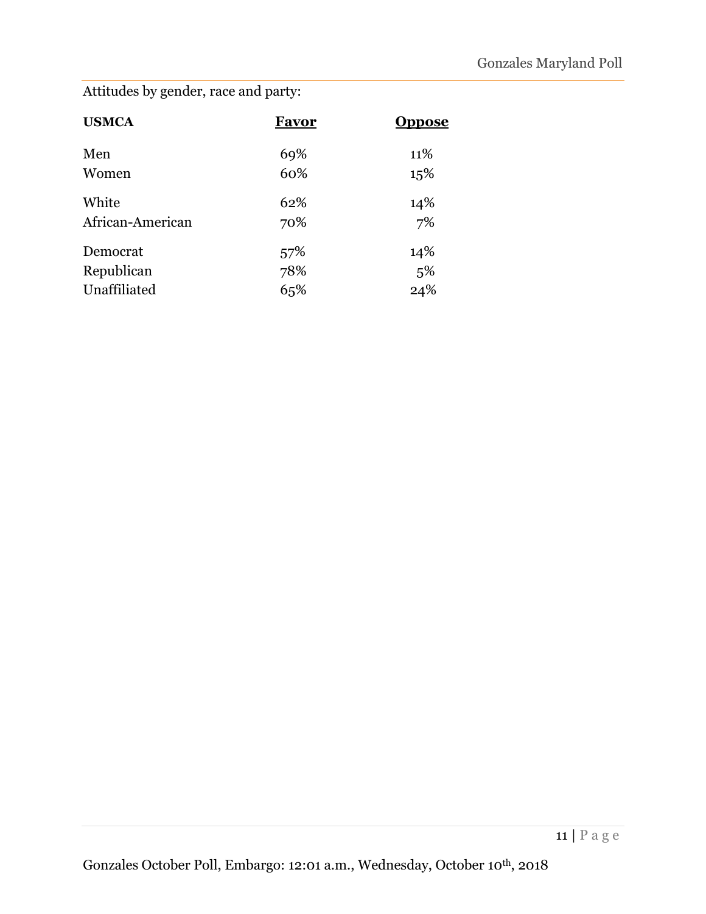Attitudes by gender, race and party:

| **USMCA** | **Favor** | **Oppose** |
|---|---|---|
| Men | 69% | 11% |
| Women | 60% | 15% |
| White | 62% | 14% |
| African-American | 70% | 7% |
| Democrat | 57% | 14% |
| Republican | 78% | 5% |
| Unaffiliated | 65% | 24% |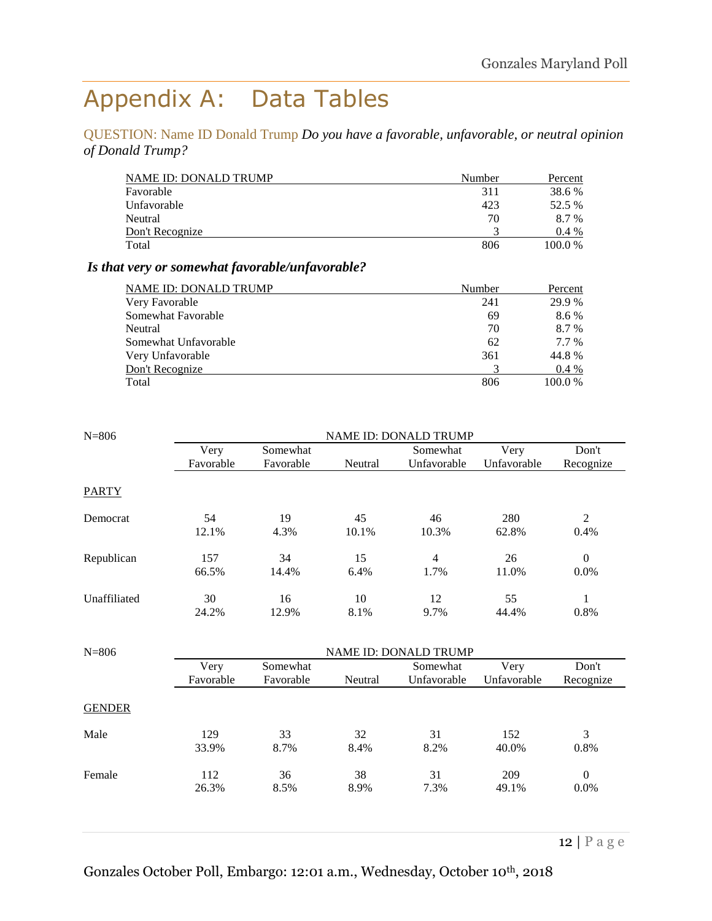# Appendix A: Data Tables

QUESTION: Name ID Donald Trump *Do you have a favorable, unfavorable, or neutral opinion of Donald Trump?*

| NAME ID: DONALD TRUMP | Number | Percent |
|---|---|---|
| Favorable | 311 | 38.6 % |
| Unfavorable | 423 | 52.5 % |
| Neutral | 70 | 8.7 % |
| Don't Recognize | 3 | 0.4 % |
| Total | 806 | 100.0 % |

***Is that very or somewhat favorable/unfavorable?***

| NAME ID: DONALD TRUMP | Number | Percent |
|---|---|---|
| Very Favorable | 241 | 29.9 % |
| Somewhat Favorable | 69 | 8.6 % |
| Neutral | 70 | 8.7 % |
| Somewhat Unfavorable | 62 | 7.7 % |
| Very Unfavorable | 361 | 44.8 % |
| Don't Recognize | 3 | 0.4 % |
| Total | 806 | 100.0 % |

| N=806 | NAME ID: DONALD TRUMP | | | | | |
|---|---|---|---|---|---|---|
| | Very Favorable | Somewhat Favorable | Neutral | Somewhat Unfavorable | Very Unfavorable | Don't Recognize |
| PARTY | | | | | | |
| Democrat | 54<br>12.1% | 19<br>4.3% | 45<br>10.1% | 46<br>10.3% | 280<br>62.8% | 2<br>0.4% |
| Republican | 157<br>66.5% | 34<br>14.4% | 15<br>6.4% | 4<br>1.7% | 26<br>11.0% | 0<br>0.0% |
| Unaffiliated | 30<br>24.2% | 16<br>12.9% | 10<br>8.1% | 12<br>9.7% | 55<br>44.4% | 1<br>0.8% |

| N=806 | NAME ID: DONALD TRUMP | | | | | |
|---|---|---|---|---|---|---|
| | Very Favorable | Somewhat Favorable | Neutral | Somewhat Unfavorable | Very Unfavorable | Don't Recognize |
| GENDER | | | | | | |
| Male | 129<br>33.9% | 33<br>8.7% | 32<br>8.4% | 31<br>8.2% | 152<br>40.0% | 3<br>0.8% |
| Female | 112<br>26.3% | 36<br>8.5% | 38<br>8.9% | 31<br>7.3% | 209<br>49.1% | 0<br>0.0% |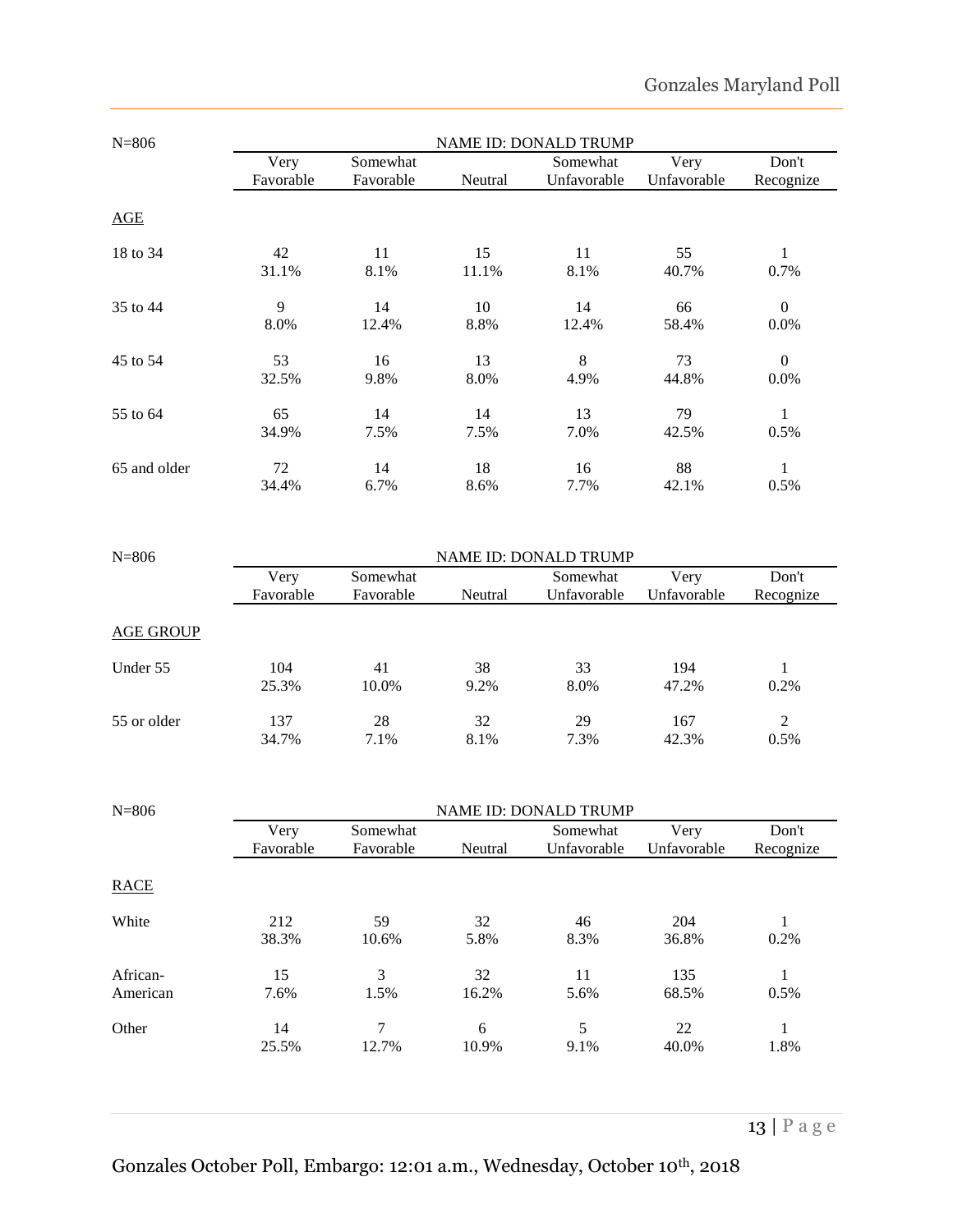| N=806 | NAME ID: DONALD TRUMP | | | | | |
|---|---|---|---|---|---|---|
| | Very Favorable | Somewhat Favorable | Neutral | Somewhat Unfavorable | Very Unfavorable | Don't Recognize |
| AGE | | | | | | |
| 18 to 34 | 42<br>31.1% | 11<br>8.1% | 15<br>11.1% | 11<br>8.1% | 55<br>40.7% | 1<br>0.7% |
| 35 to 44 | 9<br>8.0% | 14<br>12.4% | 10<br>8.8% | 14<br>12.4% | 66<br>58.4% | 0<br>0.0% |
| 45 to 54 | 53<br>32.5% | 16<br>9.8% | 13<br>8.0% | 8<br>4.9% | 73<br>44.8% | 0<br>0.0% |
| 55 to 64 | 65<br>34.9% | 14<br>7.5% | 14<br>7.5% | 13<br>7.0% | 79<br>42.5% | 1<br>0.5% |
| 65 and older | 72<br>34.4% | 14<br>6.7% | 18<br>8.6% | 16<br>7.7% | 88<br>42.1% | 1<br>0.5% |

| N=806 | NAME ID: DONALD TRUMP | | | | | |
|---|---|---|---|---|---|---|
| | Very Favorable | Somewhat Favorable | Neutral | Somewhat Unfavorable | Very Unfavorable | Don't Recognize |
| AGE GROUP | | | | | | |
| Under 55 | 104<br>25.3% | 41<br>10.0% | 38<br>9.2% | 33<br>8.0% | 194<br>47.2% | 1<br>0.2% |
| 55 or older | 137<br>34.7% | 28<br>7.1% | 32<br>8.1% | 29<br>7.3% | 167<br>42.3% | 2<br>0.5% |

| N=806 | NAME ID: DONALD TRUMP | | | | | |
|---|---|---|---|---|---|---|
| | Very Favorable | Somewhat Favorable | Neutral | Somewhat Unfavorable | Very Unfavorable | Don't Recognize |
| RACE | | | | | | |
| White | 212<br>38.3% | 59<br>10.6% | 32<br>5.8% | 46<br>8.3% | 204<br>36.8% | 1<br>0.2% |
| African-American | 15<br>7.6% | 3<br>1.5% | 32<br>16.2% | 11<br>5.6% | 135<br>68.5% | 1<br>0.5% |
| Other | 14<br>25.5% | 7<br>12.7% | 6<br>10.9% | 5<br>9.1% | 22<br>40.0% | 1<br>1.8% |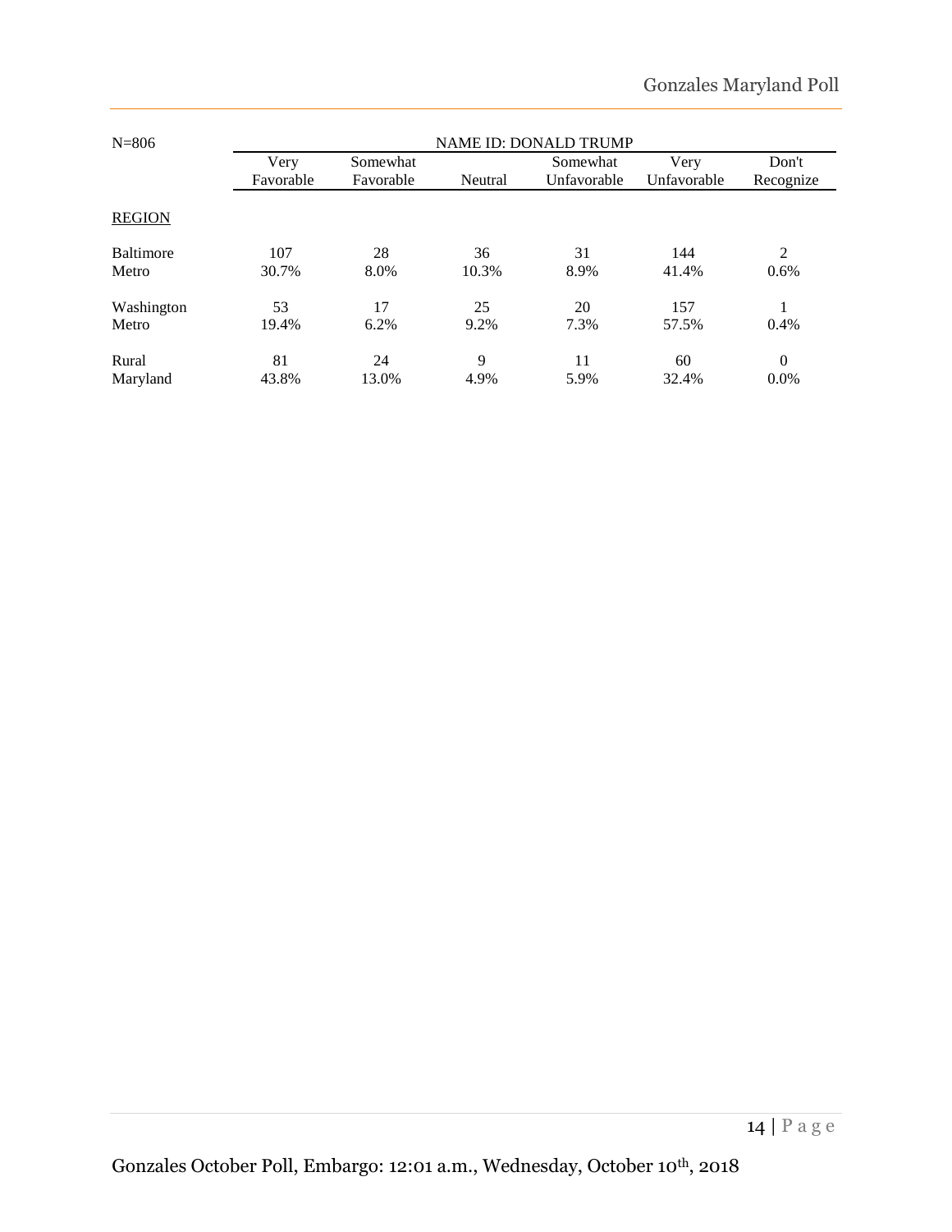| N=806 | NAME ID: DONALD TRUMP | | | | | |
|---|---|---|---|---|---|---|
| | Very Favorable | Somewhat Favorable | Neutral | Somewhat Unfavorable | Very Unfavorable | Don't Recognize |
| REGION | | | | | | |
| Baltimore Metro | 107<br>30.7% | 28<br>8.0% | 36<br>10.3% | 31<br>8.9% | 144<br>41.4% | 2<br>0.6% |
| Washington Metro | 53<br>19.4% | 17<br>6.2% | 25<br>9.2% | 20<br>7.3% | 157<br>57.5% | 1<br>0.4% |
| Rural Maryland | 81<br>43.8% | 24<br>13.0% | 9<br>4.9% | 11<br>5.9% | 60<br>32.4% | 0<br>0.0% |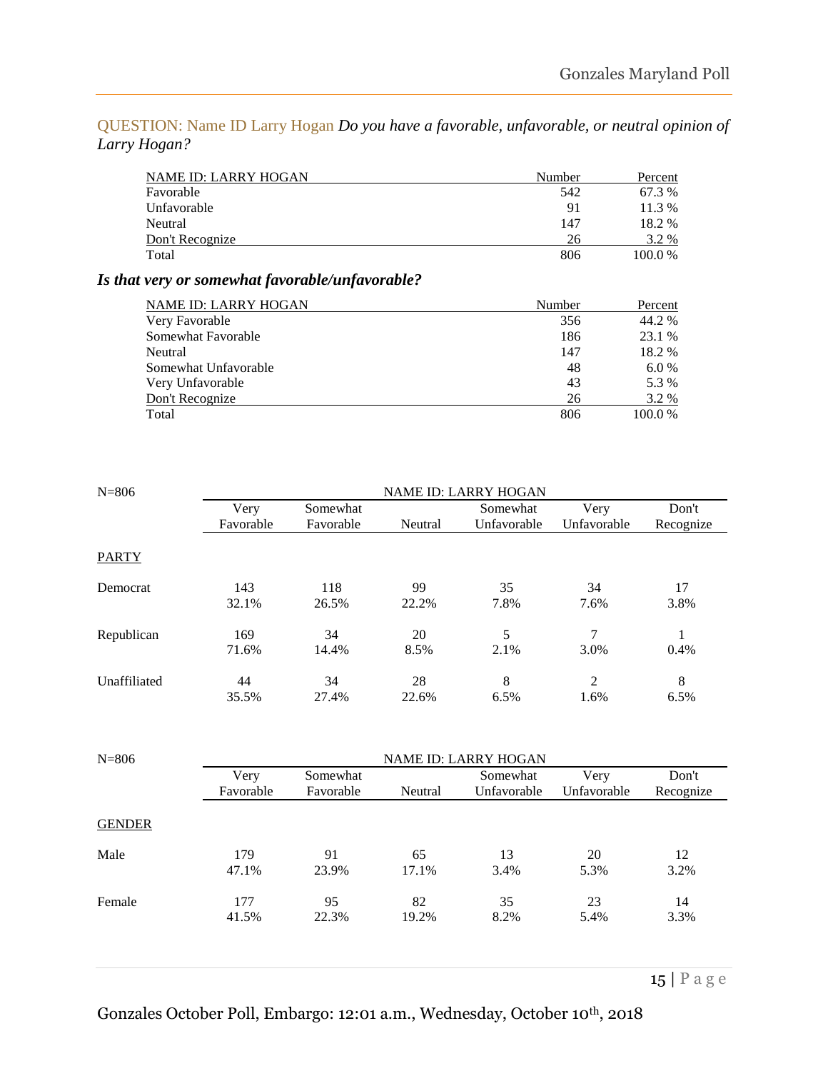QUESTION: Name ID Larry Hogan *Do you have a favorable, unfavorable, or neutral opinion of Larry Hogan?*

| NAME ID: LARRY HOGAN | Number | Percent |
|---|---|---|
| Favorable | 542 | 67.3 % |
| Unfavorable | 91 | 11.3 % |
| Neutral | 147 | 18.2 % |
| Don't Recognize | 26 | 3.2 % |
| Total | 806 | 100.0 % |

***Is that very or somewhat favorable/unfavorable?***

| NAME ID: LARRY HOGAN | Number | Percent |
|---|---|---|
| Very Favorable | 356 | 44.2 % |
| Somewhat Favorable | 186 | 23.1 % |
| Neutral | 147 | 18.2 % |
| Somewhat Unfavorable | 48 | 6.0 % |
| Very Unfavorable | 43 | 5.3 % |
| Don't Recognize | 26 | 3.2 % |
| Total | 806 | 100.0 % |

| N=806 | NAME ID: LARRY HOGAN | | | | | |
|---|---|---|---|---|---|---|
| | Very Favorable | Somewhat Favorable | Neutral | Somewhat Unfavorable | Very Unfavorable | Don't Recognize |
| PARTY | | | | | | |
| Democrat | 143<br>32.1% | 118<br>26.5% | 99<br>22.2% | 35<br>7.8% | 34<br>7.6% | 17<br>3.8% |
| Republican | 169<br>71.6% | 34<br>14.4% | 20<br>8.5% | 5<br>2.1% | 7<br>3.0% | 1<br>0.4% |
| Unaffiliated | 44<br>35.5% | 34<br>27.4% | 28<br>22.6% | 8<br>6.5% | 2<br>1.6% | 8<br>6.5% |

| N=806 | NAME ID: LARRY HOGAN | | | | | |
|---|---|---|---|---|---|---|
| | Very Favorable | Somewhat Favorable | Neutral | Somewhat Unfavorable | Very Unfavorable | Don't Recognize |
| GENDER | | | | | | |
| Male | 179<br>47.1% | 91<br>23.9% | 65<br>17.1% | 13<br>3.4% | 20<br>5.3% | 12<br>3.2% |
| Female | 177<br>41.5% | 95<br>22.3% | 82<br>19.2% | 35<br>8.2% | 23<br>5.4% | 14<br>3.3% |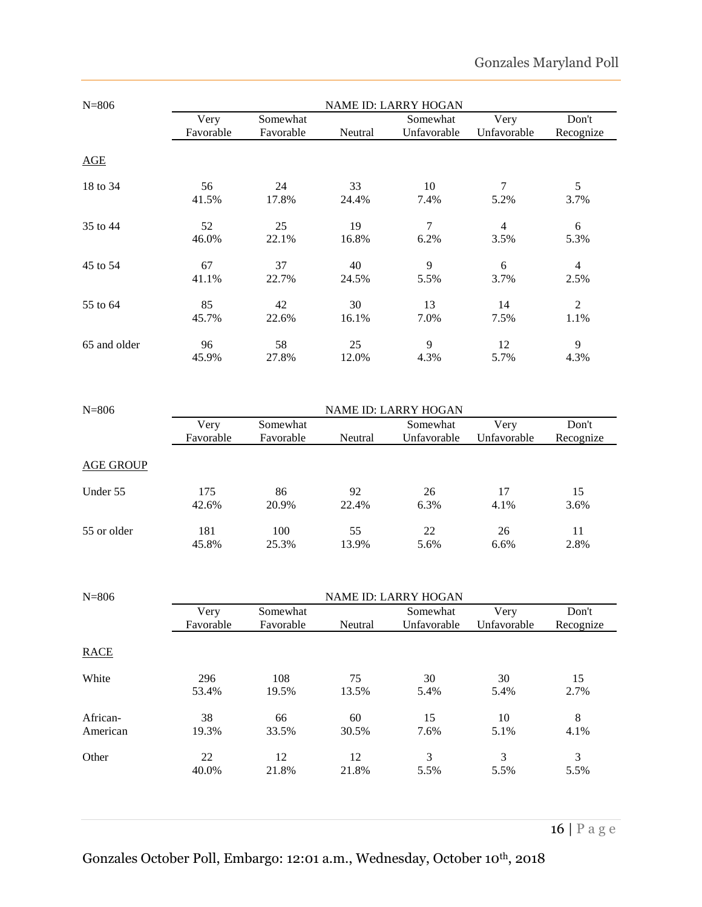| N=806 | NAME ID: LARRY HOGAN | | | | | |
|---|---|---|---|---|---|---|
| | Very Favorable | Somewhat Favorable | Neutral | Somewhat Unfavorable | Very Unfavorable | Don't Recognize |
| AGE | | | | | | |
| 18 to 34 | 56<br>41.5% | 24<br>17.8% | 33<br>24.4% | 10<br>7.4% | 7<br>5.2% | 5<br>3.7% |
| 35 to 44 | 52<br>46.0% | 25<br>22.1% | 19<br>16.8% | 7<br>6.2% | 4<br>3.5% | 6<br>5.3% |
| 45 to 54 | 67<br>41.1% | 37<br>22.7% | 40<br>24.5% | 9<br>5.5% | 6<br>3.7% | 4<br>2.5% |
| 55 to 64 | 85<br>45.7% | 42<br>22.6% | 30<br>16.1% | 13<br>7.0% | 14<br>7.5% | 2<br>1.1% |
| 65 and older | 96<br>45.9% | 58<br>27.8% | 25<br>12.0% | 9<br>4.3% | 12<br>5.7% | 9<br>4.3% |

| N=806 | NAME ID: LARRY HOGAN | | | | | |
|---|---|---|---|---|---|---|
| | Very Favorable | Somewhat Favorable | Neutral | Somewhat Unfavorable | Very Unfavorable | Don't Recognize |
| AGE GROUP | | | | | | |
| Under 55 | 175<br>42.6% | 86<br>20.9% | 92<br>22.4% | 26<br>6.3% | 17<br>4.1% | 15<br>3.6% |
| 55 or older | 181<br>45.8% | 100<br>25.3% | 55<br>13.9% | 22<br>5.6% | 26<br>6.6% | 11<br>2.8% |

| N=806 | NAME ID: LARRY HOGAN | | | | | |
|---|---|---|---|---|---|---|
| | Very Favorable | Somewhat Favorable | Neutral | Somewhat Unfavorable | Very Unfavorable | Don't Recognize |
| RACE | | | | | | |
| White | 296<br>53.4% | 108<br>19.5% | 75<br>13.5% | 30<br>5.4% | 30<br>5.4% | 15<br>2.7% |
| African-American | 38<br>19.3% | 66<br>33.5% | 60<br>30.5% | 15<br>7.6% | 10<br>5.1% | 8<br>4.1% |
| Other | 22<br>40.0% | 12<br>21.8% | 12<br>21.8% | 3<br>5.5% | 3<br>5.5% | 3<br>5.5% |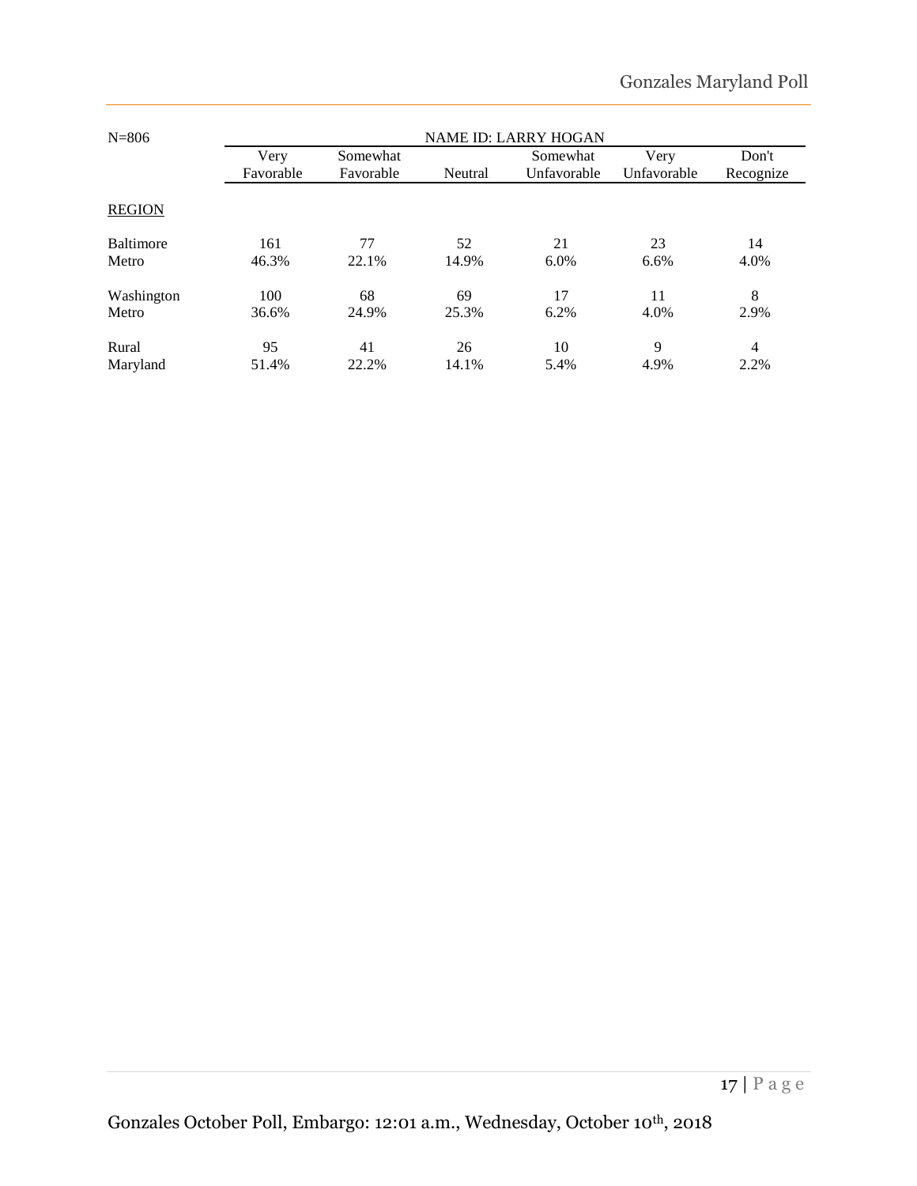| N=806 | NAME ID: LARRY HOGAN | | | | | |
|---|---|---|---|---|---|---|
| | Very Favorable | Somewhat Favorable | Neutral | Somewhat Unfavorable | Very Unfavorable | Don't Recognize |
| <u>REGION</u> | | | | | | |
| Baltimore Metro | 161<br>46.3% | 77<br>22.1% | 52<br>14.9% | 21<br>6.0% | 23<br>6.6% | 14<br>4.0% |
| Washington Metro | 100<br>36.6% | 68<br>24.9% | 69<br>25.3% | 17<br>6.2% | 11<br>4.0% | 8<br>2.9% |
| Rural Maryland | 95<br>51.4% | 41<br>22.2% | 26<br>14.1% | 10<br>5.4% | 9<br>4.9% | 4<br>2.2% |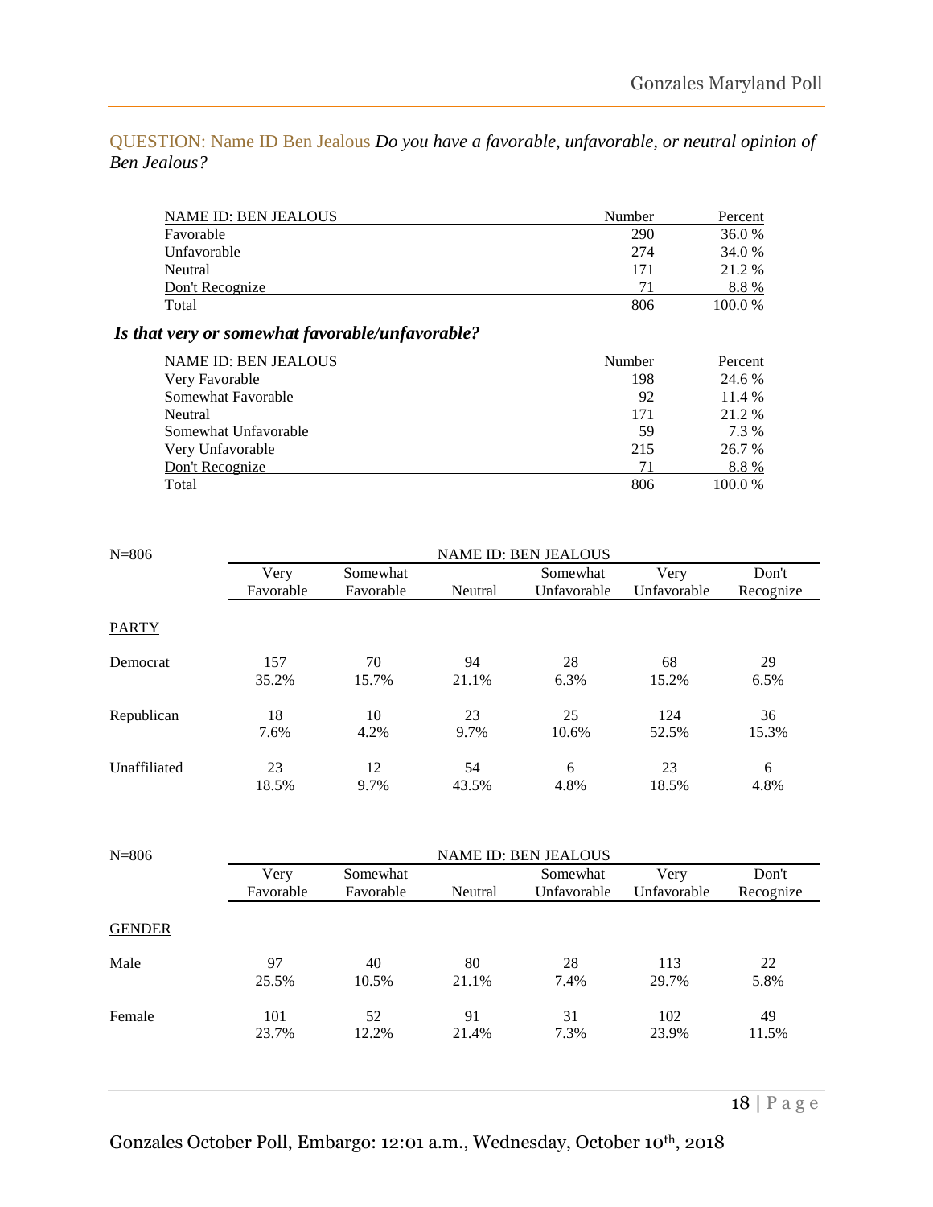QUESTION: Name ID Ben Jealous *Do you have a favorable, unfavorable, or neutral opinion of Ben Jealous?*

| NAME ID: BEN JEALOUS | Number | Percent |
|---|---|---|
| Favorable | 290 | 36.0 % |
| Unfavorable | 274 | 34.0 % |
| Neutral | 171 | 21.2 % |
| Don't Recognize | 71 | 8.8 % |
| Total | 806 | 100.0 % |

***Is that very or somewhat favorable/unfavorable?***

| NAME ID: BEN JEALOUS | Number | Percent |
|---|---|---|
| Very Favorable | 198 | 24.6 % |
| Somewhat Favorable | 92 | 11.4 % |
| Neutral | 171 | 21.2 % |
| Somewhat Unfavorable | 59 | 7.3 % |
| Very Unfavorable | 215 | 26.7 % |
| Don't Recognize | 71 | 8.8 % |
| Total | 806 | 100.0 % |

| N=806 | NAME ID: BEN JEALOUS | | | | | |
|---|---|---|---|---|---|---|
| | Very Favorable | Somewhat Favorable | Neutral | Somewhat Unfavorable | Very Unfavorable | Don't Recognize |
| PARTY | | | | | | |
| Democrat | 157<br>35.2% | 70<br>15.7% | 94<br>21.1% | 28<br>6.3% | 68<br>15.2% | 29<br>6.5% |
| Republican | 18<br>7.6% | 10<br>4.2% | 23<br>9.7% | 25<br>10.6% | 124<br>52.5% | 36<br>15.3% |
| Unaffiliated | 23<br>18.5% | 12<br>9.7% | 54<br>43.5% | 6<br>4.8% | 23<br>18.5% | 6<br>4.8% |

| N=806 | NAME ID: BEN JEALOUS | | | | | |
|---|---|---|---|---|---|---|
| | Very Favorable | Somewhat Favorable | Neutral | Somewhat Unfavorable | Very Unfavorable | Don't Recognize |
| GENDER | | | | | | |
| Male | 97<br>25.5% | 40<br>10.5% | 80<br>21.1% | 28<br>7.4% | 113<br>29.7% | 22<br>5.8% |
| Female | 101<br>23.7% | 52<br>12.2% | 91<br>21.4% | 31<br>7.3% | 102<br>23.9% | 49<br>11.5% |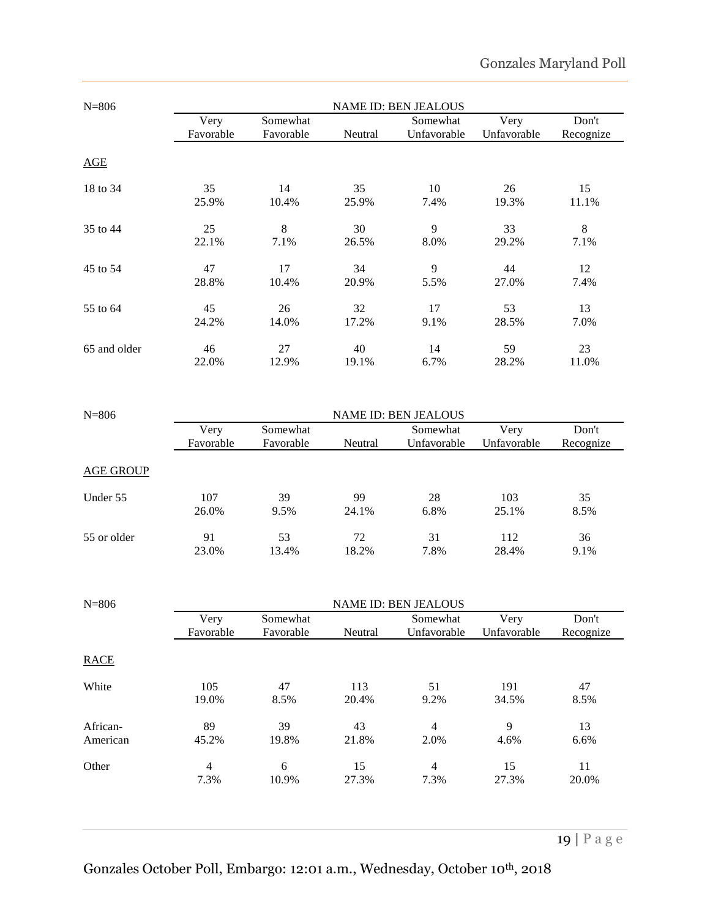| N=806 | NAME ID: BEN JEALOUS | | | | | |
|---|---|---|---|---|---|---|
| | Very Favorable | Somewhat Favorable | Neutral | Somewhat Unfavorable | Very Unfavorable | Don't Recognize |
| AGE | | | | | | |
| 18 to 34 | 35<br>25.9% | 14<br>10.4% | 35<br>25.9% | 10<br>7.4% | 26<br>19.3% | 15<br>11.1% |
| 35 to 44 | 25<br>22.1% | 8<br>7.1% | 30<br>26.5% | 9<br>8.0% | 33<br>29.2% | 8<br>7.1% |
| 45 to 54 | 47<br>28.8% | 17<br>10.4% | 34<br>20.9% | 9<br>5.5% | 44<br>27.0% | 12<br>7.4% |
| 55 to 64 | 45<br>24.2% | 26<br>14.0% | 32<br>17.2% | 17<br>9.1% | 53<br>28.5% | 13<br>7.0% |
| 65 and older | 46<br>22.0% | 27<br>12.9% | 40<br>19.1% | 14<br>6.7% | 59<br>28.2% | 23<br>11.0% |

| N=806 | NAME ID: BEN JEALOUS | | | | | |
|---|---|---|---|---|---|---|
| | Very Favorable | Somewhat Favorable | Neutral | Somewhat Unfavorable | Very Unfavorable | Don't Recognize |
| AGE GROUP | | | | | | |
| Under 55 | 107<br>26.0% | 39<br>9.5% | 99<br>24.1% | 28<br>6.8% | 103<br>25.1% | 35<br>8.5% |
| 55 or older | 91<br>23.0% | 53<br>13.4% | 72<br>18.2% | 31<br>7.8% | 112<br>28.4% | 36<br>9.1% |

| N=806 | NAME ID: BEN JEALOUS | | | | | |
|---|---|---|---|---|---|---|
| | Very Favorable | Somewhat Favorable | Neutral | Somewhat Unfavorable | Very Unfavorable | Don't Recognize |
| RACE | | | | | | |
| White | 105<br>19.0% | 47<br>8.5% | 113<br>20.4% | 51<br>9.2% | 191<br>34.5% | 47<br>8.5% |
| African-American | 89<br>45.2% | 39<br>19.8% | 43<br>21.8% | 4<br>2.0% | 9<br>4.6% | 13<br>6.6% |
| Other | 4<br>7.3% | 6<br>10.9% | 15<br>27.3% | 4<br>7.3% | 15<br>27.3% | 11<br>20.0% |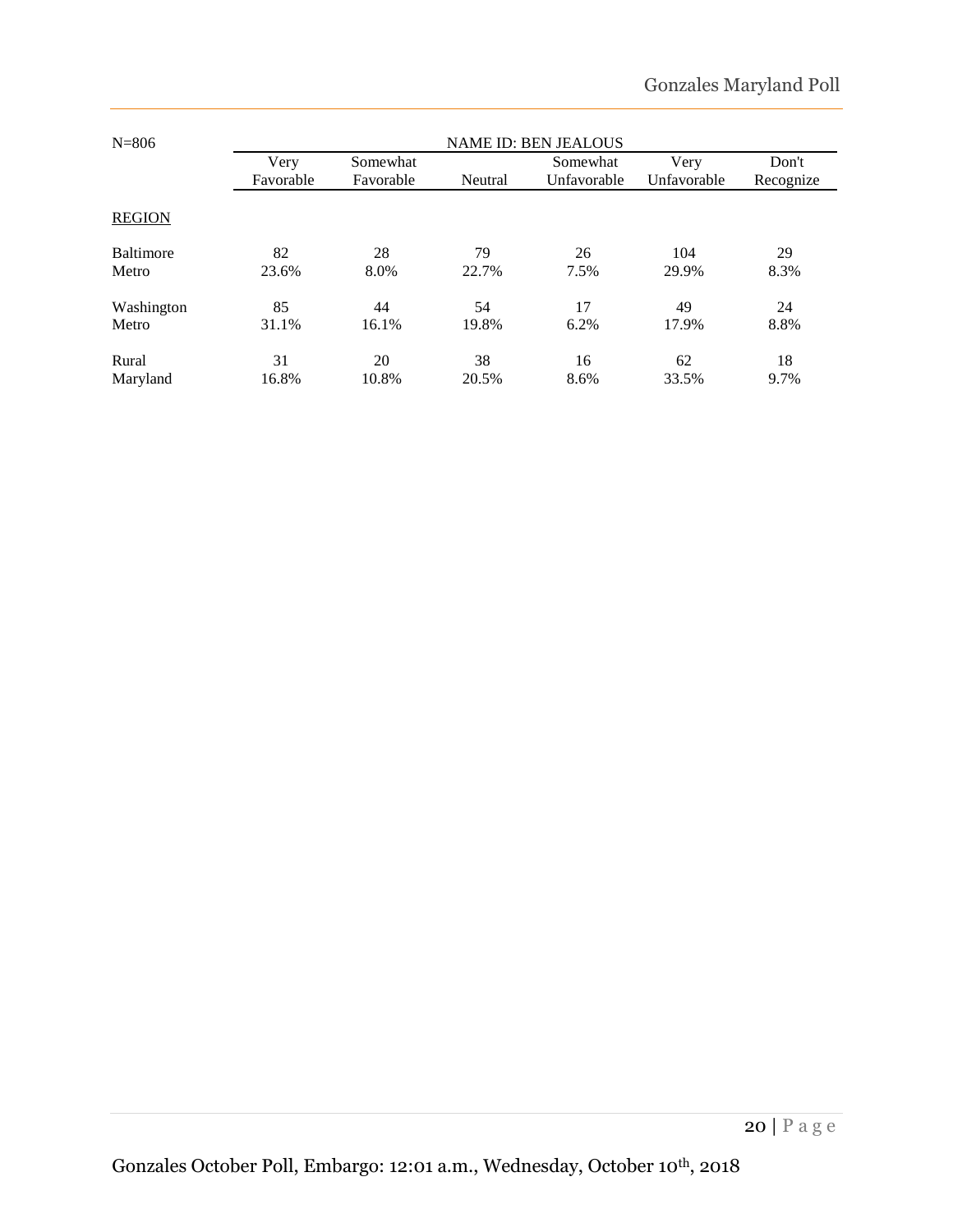| N=806 | NAME ID: BEN JEALOUS | | | | | |
|---|---|---|---|---|---|---|
| | Very Favorable | Somewhat Favorable | Neutral | Somewhat Unfavorable | Very Unfavorable | Don't Recognize |
| REGION | | | | | | |
| Baltimore Metro | 82<br>23.6% | 28<br>8.0% | 79<br>22.7% | 26<br>7.5% | 104<br>29.9% | 29<br>8.3% |
| Washington Metro | 85<br>31.1% | 44<br>16.1% | 54<br>19.8% | 17<br>6.2% | 49<br>17.9% | 24<br>8.8% |
| Rural Maryland | 31<br>16.8% | 20<br>10.8% | 38<br>20.5% | 16<br>8.6% | 62<br>33.5% | 18<br>9.7% |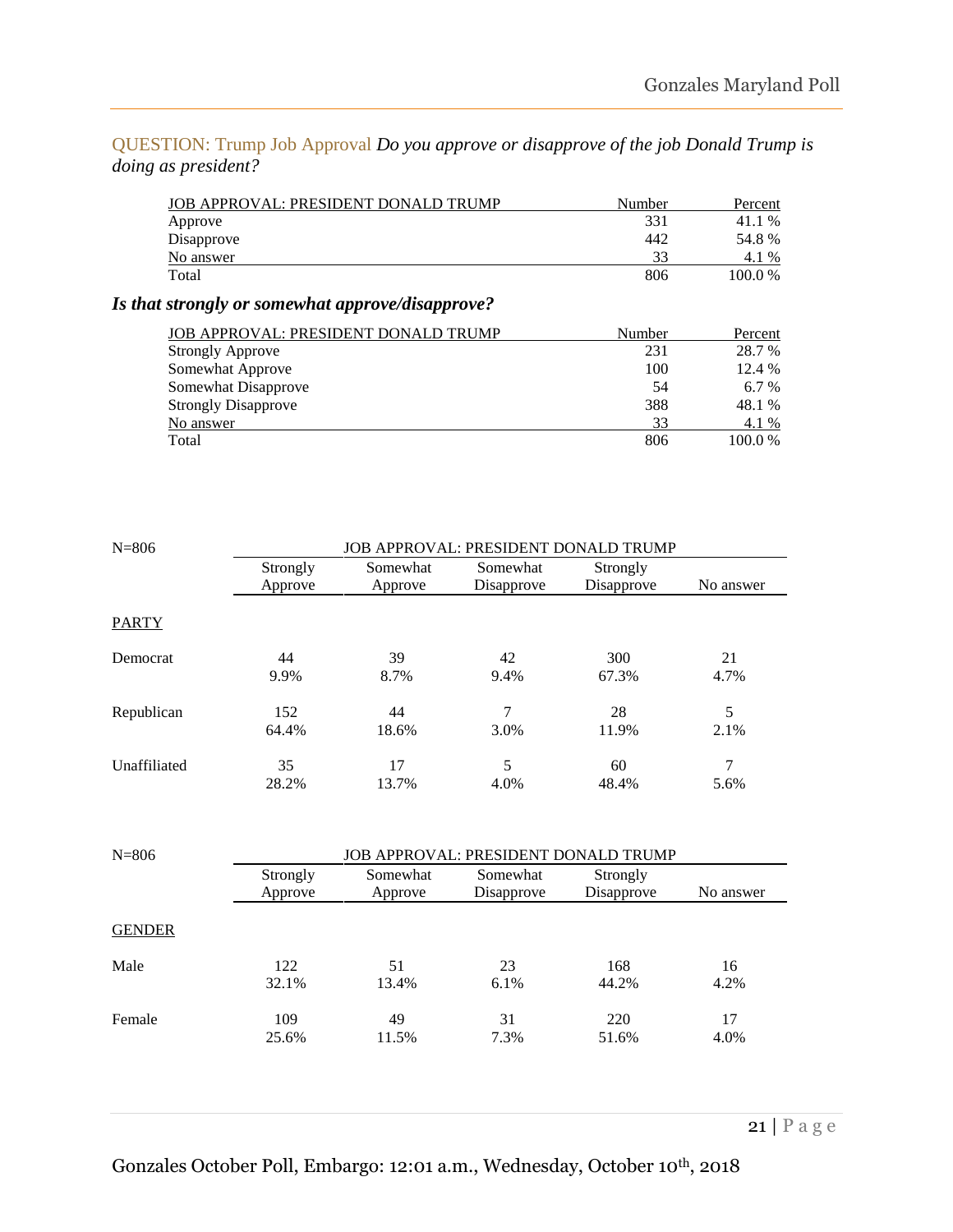QUESTION: Trump Job Approval *Do you approve or disapprove of the job Donald Trump is doing as president?*

| JOB APPROVAL: PRESIDENT DONALD TRUMP | Number | Percent |
|---|---|---|
| Approve | 331 | 41.1 % |
| Disapprove | 442 | 54.8 % |
| No answer | 33 | 4.1 % |
| Total | 806 | 100.0 % |

***Is that strongly or somewhat approve/disapprove?***

| JOB APPROVAL: PRESIDENT DONALD TRUMP | Number | Percent |
|---|---|---|
| Strongly Approve | 231 | 28.7 % |
| Somewhat Approve | 100 | 12.4 % |
| Somewhat Disapprove | 54 | 6.7 % |
| Strongly Disapprove | 388 | 48.1 % |
| No answer | 33 | 4.1 % |
| Total | 806 | 100.0 % |

| N=806 | JOB APPROVAL: PRESIDENT DONALD TRUMP | | | | |
|---|---|---|---|---|---|
| | Strongly Approve | Somewhat Approve | Somewhat Disapprove | Strongly Disapprove | No answer |
| PARTY | | | | | |
| Democrat | 44<br>9.9% | 39<br>8.7% | 42<br>9.4% | 300<br>67.3% | 21<br>4.7% |
| Republican | 152<br>64.4% | 44<br>18.6% | 7<br>3.0% | 28<br>11.9% | 5<br>2.1% |
| Unaffiliated | 35<br>28.2% | 17<br>13.7% | 5<br>4.0% | 60<br>48.4% | 7<br>5.6% |

| N=806 | JOB APPROVAL: PRESIDENT DONALD TRUMP | | | | |
|---|---|---|---|---|---|
| | Strongly Approve | Somewhat Approve | Somewhat Disapprove | Strongly Disapprove | No answer |
| GENDER | | | | | |
| Male | 122<br>32.1% | 51<br>13.4% | 23<br>6.1% | 168<br>44.2% | 16<br>4.2% |
| Female | 109<br>25.6% | 49<br>11.5% | 31<br>7.3% | 220<br>51.6% | 17<br>4.0% |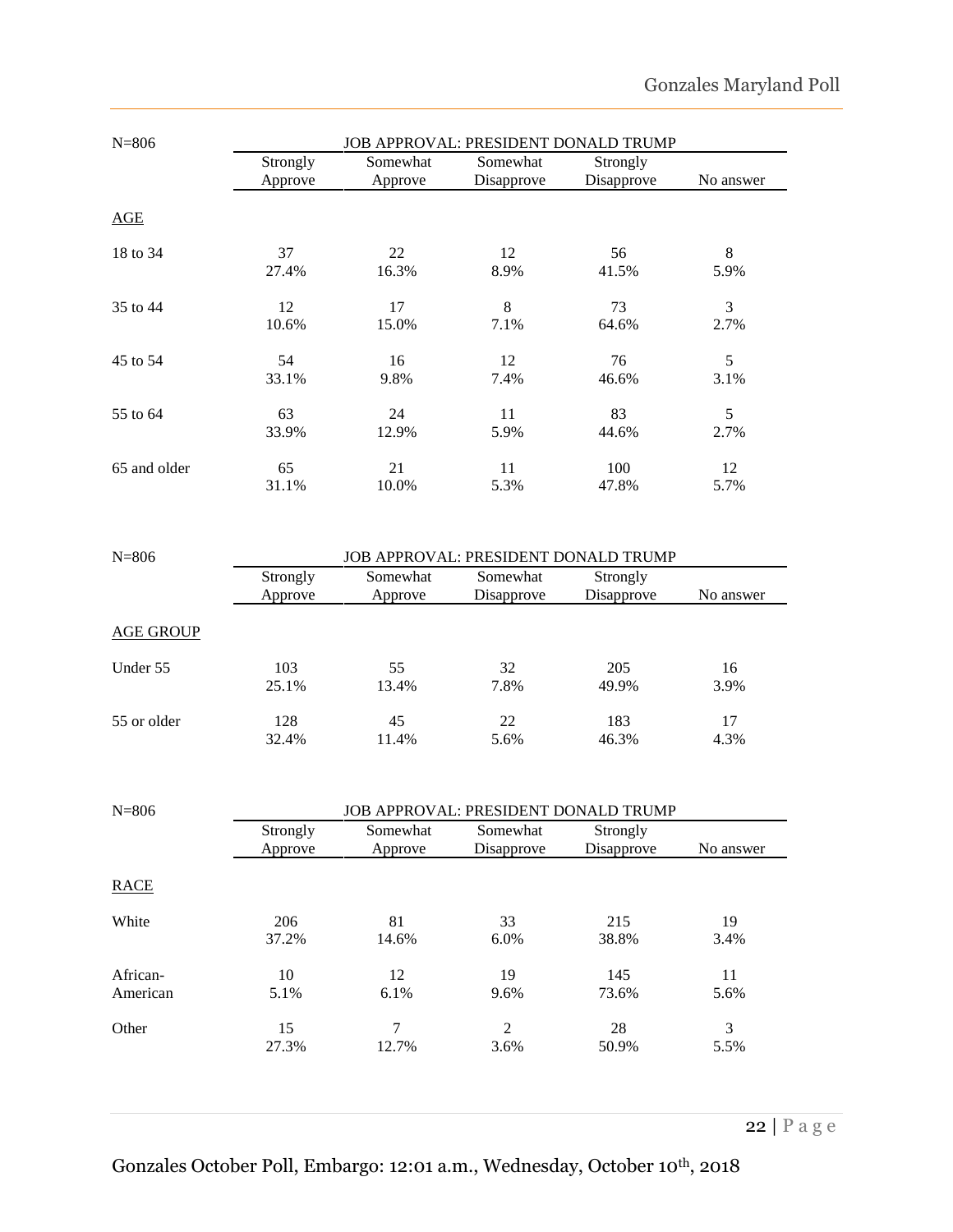| N=806 | JOB APPROVAL: PRESIDENT DONALD TRUMP | | | | |
|---|---|---|---|---|---|
| | Strongly Approve | Somewhat Approve | Somewhat Disapprove | Strongly Disapprove | No answer |
| AGE | | | | | |
| 18 to 34 | 37<br>27.4% | 22<br>16.3% | 12<br>8.9% | 56<br>41.5% | 8<br>5.9% |
| 35 to 44 | 12<br>10.6% | 17<br>15.0% | 8<br>7.1% | 73<br>64.6% | 3<br>2.7% |
| 45 to 54 | 54<br>33.1% | 16<br>9.8% | 12<br>7.4% | 76<br>46.6% | 5<br>3.1% |
| 55 to 64 | 63<br>33.9% | 24<br>12.9% | 11<br>5.9% | 83<br>44.6% | 5<br>2.7% |
| 65 and older | 65<br>31.1% | 21<br>10.0% | 11<br>5.3% | 100<br>47.8% | 12<br>5.7% |

| N=806 | JOB APPROVAL: PRESIDENT DONALD TRUMP | | | | |
|---|---|---|---|---|---|
| | Strongly Approve | Somewhat Approve | Somewhat Disapprove | Strongly Disapprove | No answer |
| AGE GROUP | | | | | |
| Under 55 | 103<br>25.1% | 55<br>13.4% | 32<br>7.8% | 205<br>49.9% | 16<br>3.9% |
| 55 or older | 128<br>32.4% | 45<br>11.4% | 22<br>5.6% | 183<br>46.3% | 17<br>4.3% |

| N=806 | JOB APPROVAL: PRESIDENT DONALD TRUMP | | | | |
|---|---|---|---|---|---|
| | Strongly Approve | Somewhat Approve | Somewhat Disapprove | Strongly Disapprove | No answer |
| RACE | | | | | |
| White | 206<br>37.2% | 81<br>14.6% | 33<br>6.0% | 215<br>38.8% | 19<br>3.4% |
| African-American | 10<br>5.1% | 12<br>6.1% | 19<br>9.6% | 145<br>73.6% | 11<br>5.6% |
| Other | 15<br>27.3% | 7<br>12.7% | 2<br>3.6% | 28<br>50.9% | 3<br>5.5% |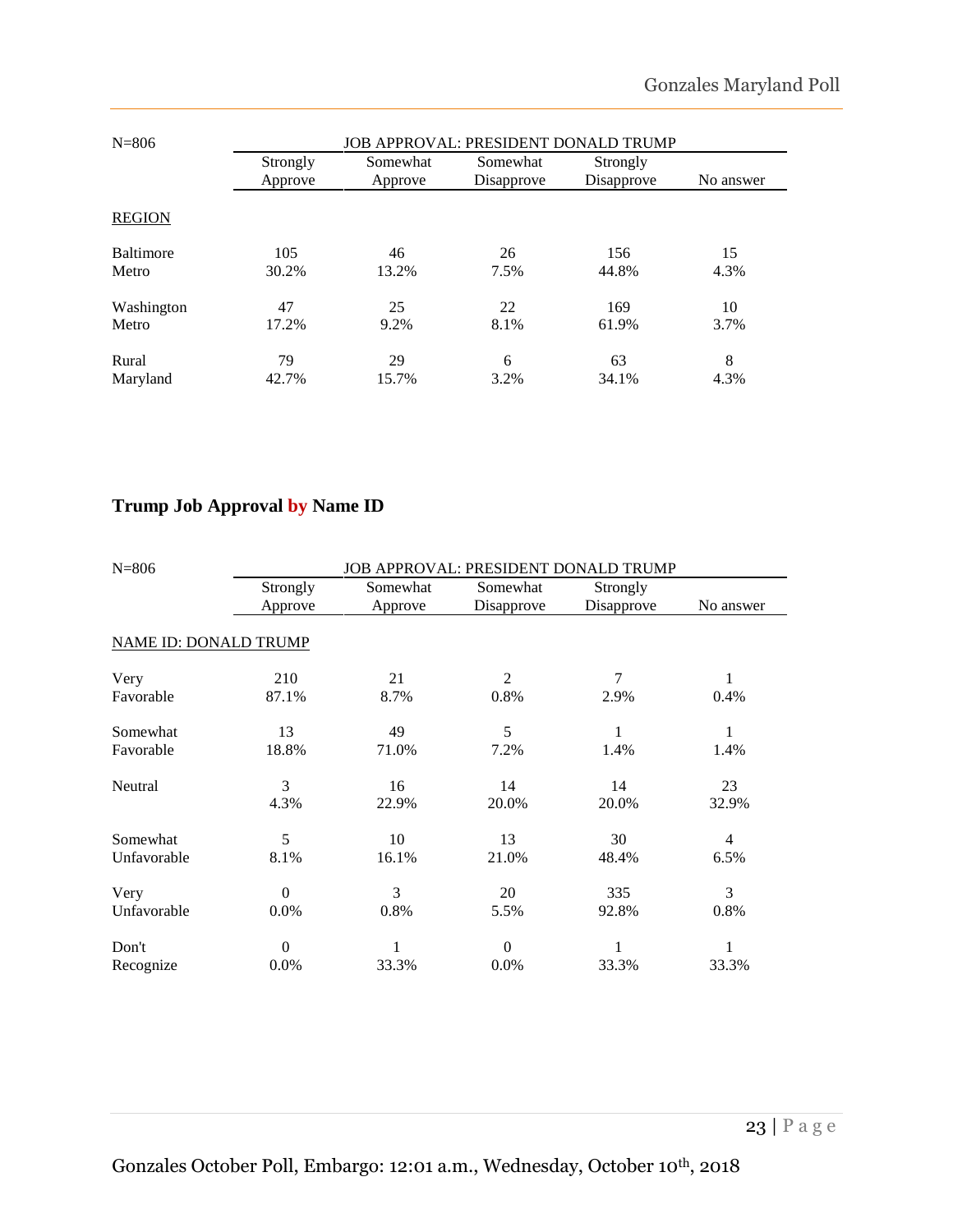| N=806 | JOB APPROVAL: PRESIDENT DONALD TRUMP | | | | |
|---|---|---|---|---|---|
| | Strongly Approve | Somewhat Approve | Somewhat Disapprove | Strongly Disapprove | No answer |
| REGION | | | | | |
| Baltimore Metro | 105<br>30.2% | 46<br>13.2% | 26<br>7.5% | 156<br>44.8% | 15<br>4.3% |
| Washington Metro | 47<br>17.2% | 25<br>9.2% | 22<br>8.1% | 169<br>61.9% | 10<br>3.7% |
| Rural Maryland | 79<br>42.7% | 29<br>15.7% | 6<br>3.2% | 63<br>34.1% | 8<br>4.3% |

## Trump Job Approval by Name ID

| N=806 | JOB APPROVAL: PRESIDENT DONALD TRUMP | | | | |
|---|---|---|---|---|---|
| | Strongly Approve | Somewhat Approve | Somewhat Disapprove | Strongly Disapprove | No answer |
| NAME ID: DONALD TRUMP | | | | | |
| Very Favorable | 210<br>87.1% | 21<br>8.7% | 2<br>0.8% | 7<br>2.9% | 1<br>0.4% |
| Somewhat Favorable | 13<br>18.8% | 49<br>71.0% | 5<br>7.2% | 1<br>1.4% | 1<br>1.4% |
| Neutral | 3<br>4.3% | 16<br>22.9% | 14<br>20.0% | 14<br>20.0% | 23<br>32.9% |
| Somewhat Unfavorable | 5<br>8.1% | 10<br>16.1% | 13<br>21.0% | 30<br>48.4% | 4<br>6.5% |
| Very Unfavorable | 0<br>0.0% | 3<br>0.8% | 20<br>5.5% | 335<br>92.8% | 3<br>0.8% |
| Don't Recognize | 0<br>0.0% | 1<br>33.3% | 0<br>0.0% | 1<br>33.3% | 1<br>33.3% |

Gonzales October Poll, Embargo: 12:01 a.m., Wednesday, October 10th, 2018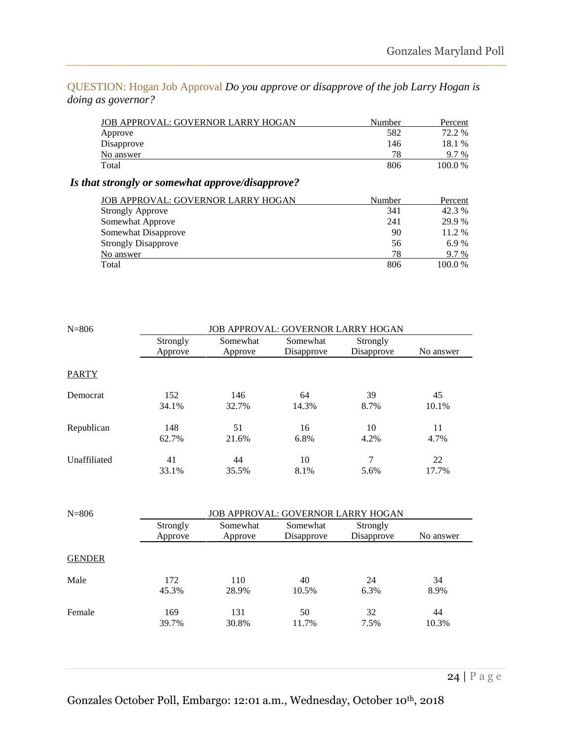QUESTION: Hogan Job Approval *Do you approve or disapprove of the job Larry Hogan is doing as governor?*

| JOB APPROVAL: GOVERNOR LARRY HOGAN | Number | Percent |
|---|---|---|
| Approve | 582 | 72.2 % |
| Disapprove | 146 | 18.1 % |
| No answer | 78 | 9.7 % |
| Total | 806 | 100.0 % |

***Is that strongly or somewhat approve/disapprove?***

| JOB APPROVAL: GOVERNOR LARRY HOGAN | Number | Percent |
|---|---|---|
| Strongly Approve | 341 | 42.3 % |
| Somewhat Approve | 241 | 29.9 % |
| Somewhat Disapprove | 90 | 11.2 % |
| Strongly Disapprove | 56 | 6.9 % |
| No answer | 78 | 9.7 % |
| Total | 806 | 100.0 % |

| N=806 | JOB APPROVAL: GOVERNOR LARRY HOGAN | | | | |
|---|---|---|---|---|---|
| | Strongly Approve | Somewhat Approve | Somewhat Disapprove | Strongly Disapprove | No answer |
| PARTY | | | | | |
| Democrat | 152<br>34.1% | 146<br>32.7% | 64<br>14.3% | 39<br>8.7% | 45<br>10.1% |
| Republican | 148<br>62.7% | 51<br>21.6% | 16<br>6.8% | 10<br>4.2% | 11<br>4.7% |
| Unaffiliated | 41<br>33.1% | 44<br>35.5% | 10<br>8.1% | 7<br>5.6% | 22<br>17.7% |

| N=806 | JOB APPROVAL: GOVERNOR LARRY HOGAN | | | | |
|---|---|---|---|---|---|
| | Strongly Approve | Somewhat Approve | Somewhat Disapprove | Strongly Disapprove | No answer |
| GENDER | | | | | |
| Male | 172<br>45.3% | 110<br>28.9% | 40<br>10.5% | 24<br>6.3% | 34<br>8.9% |
| Female | 169<br>39.7% | 131<br>30.8% | 50<br>11.7% | 32<br>7.5% | 44<br>10.3% |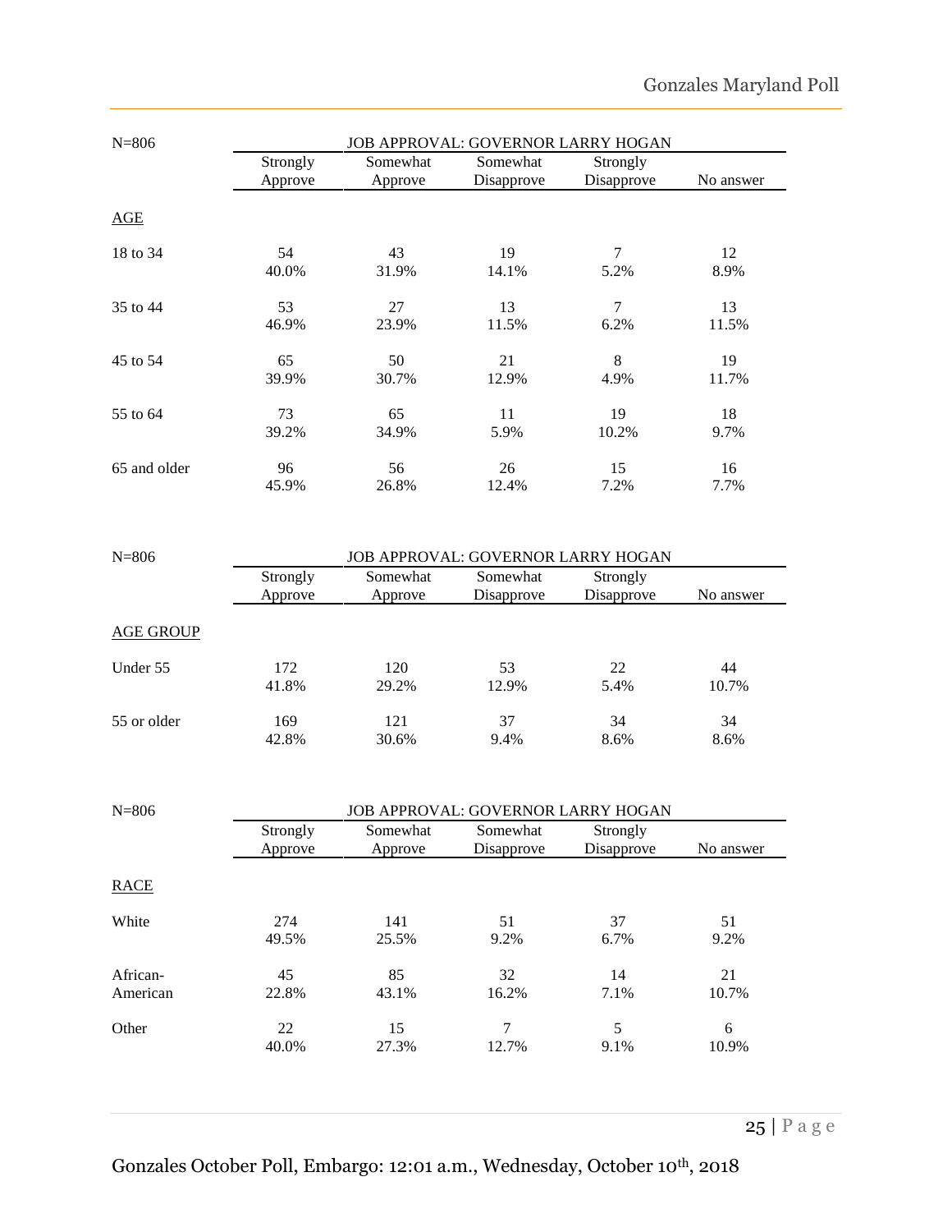| N=806 | JOB APPROVAL: GOVERNOR LARRY HOGAN | | | | |
|---|---|---|---|---|---|
| | Strongly Approve | Somewhat Approve | Somewhat Disapprove | Strongly Disapprove | No answer |
| AGE | | | | | |
| 18 to 34 | 54<br>40.0% | 43<br>31.9% | 19<br>14.1% | 7<br>5.2% | 12<br>8.9% |
| 35 to 44 | 53<br>46.9% | 27<br>23.9% | 13<br>11.5% | 7<br>6.2% | 13<br>11.5% |
| 45 to 54 | 65<br>39.9% | 50<br>30.7% | 21<br>12.9% | 8<br>4.9% | 19<br>11.7% |
| 55 to 64 | 73<br>39.2% | 65<br>34.9% | 11<br>5.9% | 19<br>10.2% | 18<br>9.7% |
| 65 and older | 96<br>45.9% | 56<br>26.8% | 26<br>12.4% | 15<br>7.2% | 16<br>7.7% |

| N=806 | JOB APPROVAL: GOVERNOR LARRY HOGAN | | | | |
|---|---|---|---|---|---|
| | Strongly Approve | Somewhat Approve | Somewhat Disapprove | Strongly Disapprove | No answer |
| AGE GROUP | | | | | |
| Under 55 | 172<br>41.8% | 120<br>29.2% | 53<br>12.9% | 22<br>5.4% | 44<br>10.7% |
| 55 or older | 169<br>42.8% | 121<br>30.6% | 37<br>9.4% | 34<br>8.6% | 34<br>8.6% |

| N=806 | JOB APPROVAL: GOVERNOR LARRY HOGAN | | | | |
|---|---|---|---|---|---|
| | Strongly Approve | Somewhat Approve | Somewhat Disapprove | Strongly Disapprove | No answer |
| RACE | | | | | |
| White | 274<br>49.5% | 141<br>25.5% | 51<br>9.2% | 37<br>6.7% | 51<br>9.2% |
| African-American | 45<br>22.8% | 85<br>43.1% | 32<br>16.2% | 14<br>7.1% | 21<br>10.7% |
| Other | 22<br>40.0% | 15<br>27.3% | 7<br>12.7% | 5<br>9.1% | 6<br>10.9% |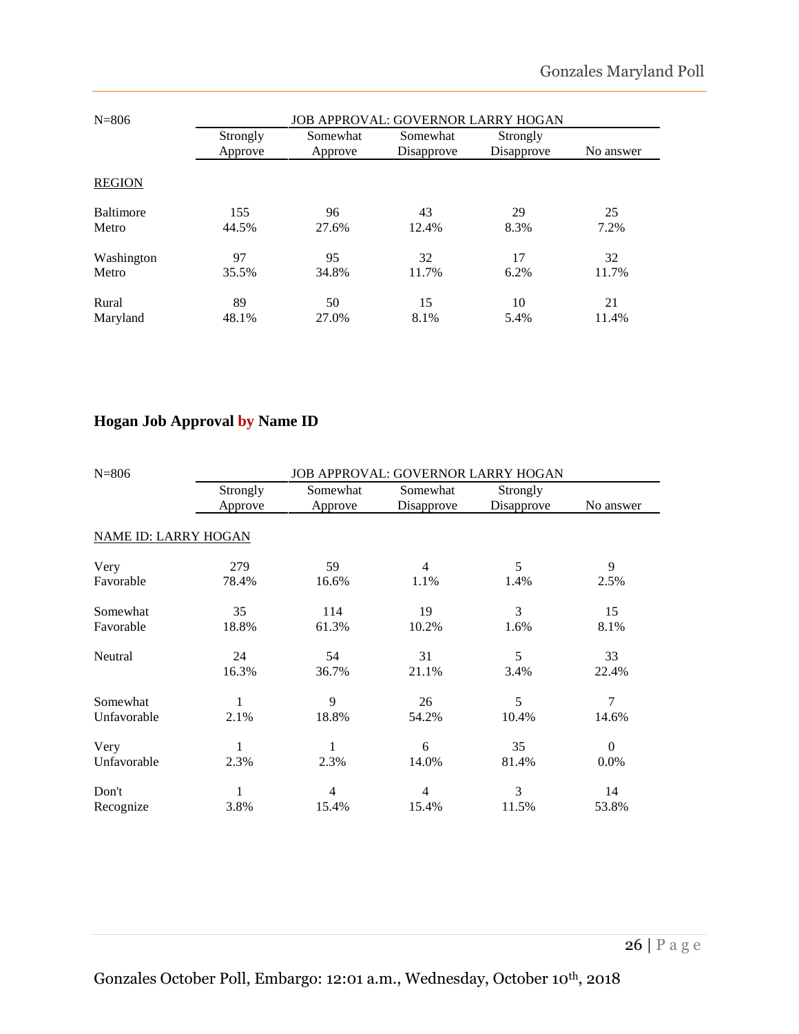| N=806 | JOB APPROVAL: GOVERNOR LARRY HOGAN | | | | |
|---|---|---|---|---|---|
| | Strongly Approve | Somewhat Approve | Somewhat Disapprove | Strongly Disapprove | No answer |
| REGION | | | | | |
| Baltimore Metro | 155<br>44.5% | 96<br>27.6% | 43<br>12.4% | 29<br>8.3% | 25<br>7.2% |
| Washington Metro | 97<br>35.5% | 95<br>34.8% | 32<br>11.7% | 17<br>6.2% | 32<br>11.7% |
| Rural Maryland | 89<br>48.1% | 50<br>27.0% | 15<br>8.1% | 10<br>5.4% | 21<br>11.4% |

## Hogan Job Approval by Name ID

| N=806 | JOB APPROVAL: GOVERNOR LARRY HOGAN | | | | |
|---|---|---|---|---|---|
| | Strongly Approve | Somewhat Approve | Somewhat Disapprove | Strongly Disapprove | No answer |
| NAME ID: LARRY HOGAN | | | | | |
| Very Favorable | 279<br>78.4% | 59<br>16.6% | 4<br>1.1% | 5<br>1.4% | 9<br>2.5% |
| Somewhat Favorable | 35<br>18.8% | 114<br>61.3% | 19<br>10.2% | 3<br>1.6% | 15<br>8.1% |
| Neutral | 24<br>16.3% | 54<br>36.7% | 31<br>21.1% | 5<br>3.4% | 33<br>22.4% |
| Somewhat Unfavorable | 1<br>2.1% | 9<br>18.8% | 26<br>54.2% | 5<br>10.4% | 7<br>14.6% |
| Very Unfavorable | 1<br>2.3% | 1<br>2.3% | 6<br>14.0% | 35<br>81.4% | 0<br>0.0% |
| Don't Recognize | 1<br>3.8% | 4<br>15.4% | 4<br>15.4% | 3<br>11.5% | 14<br>53.8% |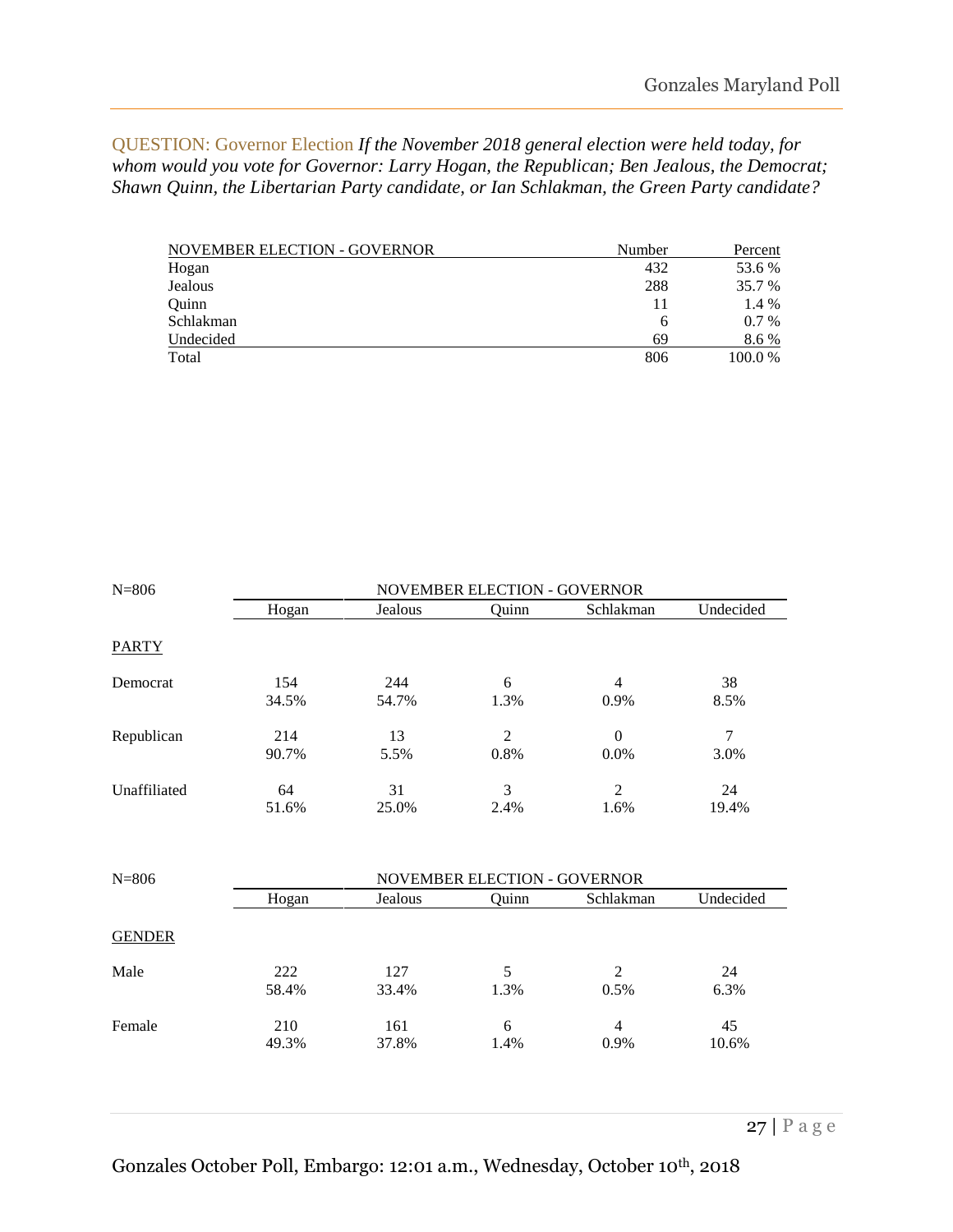QUESTION: Governor Election *If the November 2018 general election were held today, for whom would you vote for Governor: Larry Hogan, the Republican; Ben Jealous, the Democrat; Shawn Quinn, the Libertarian Party candidate, or Ian Schlakman, the Green Party candidate?*

| NOVEMBER ELECTION - GOVERNOR | Number | Percent |
|---|---|---|
| Hogan | 432 | 53.6 % |
| Jealous | 288 | 35.7 % |
| Quinn | 11 | 1.4 % |
| Schlakman | 6 | 0.7 % |
| Undecided | 69 | 8.6 % |
| Total | 806 | 100.0 % |

| N=806 | NOVEMBER ELECTION - GOVERNOR | | | | |
|---|---|---|---|---|---|
| | Hogan | Jealous | Quinn | Schlakman | Undecided |
| **PARTY** | | | | | |
| Democrat | 154<br>34.5% | 244<br>54.7% | 6<br>1.3% | 4<br>0.9% | 38<br>8.5% |
| Republican | 214<br>90.7% | 13<br>5.5% | 2<br>0.8% | 0<br>0.0% | 7<br>3.0% |
| Unaffiliated | 64<br>51.6% | 31<br>25.0% | 3<br>2.4% | 2<br>1.6% | 24<br>19.4% |

| N=806 | NOVEMBER ELECTION - GOVERNOR | | | | |
|---|---|---|---|---|---|
| | Hogan | Jealous | Quinn | Schlakman | Undecided |
| **GENDER** | | | | | |
| Male | 222<br>58.4% | 127<br>33.4% | 5<br>1.3% | 2<br>0.5% | 24<br>6.3% |
| Female | 210<br>49.3% | 161<br>37.8% | 6<br>1.4% | 4<br>0.9% | 45<br>10.6% |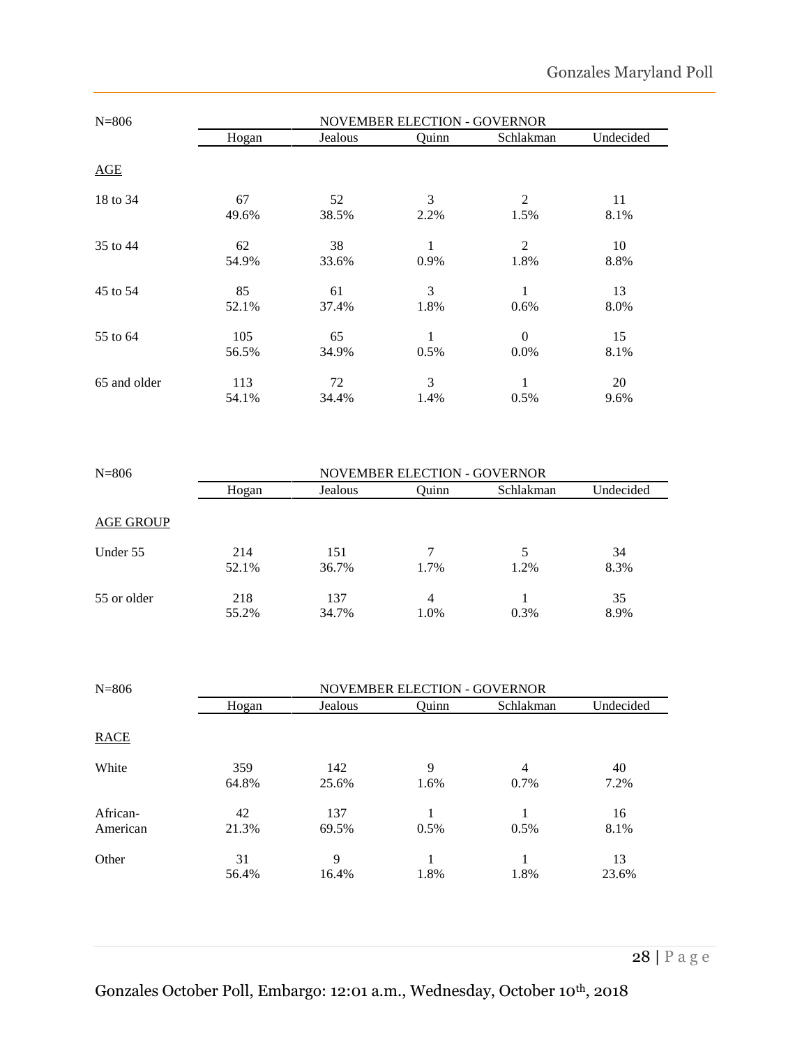| N=806 | NOVEMBER ELECTION - GOVERNOR | | | | |
|---|---|---|---|---|---|
| | Hogan | Jealous | Quinn | Schlakman | Undecided |
| AGE | | | | | |
| 18 to 34 | 67<br>49.6% | 52<br>38.5% | 3<br>2.2% | 2<br>1.5% | 11<br>8.1% |
| 35 to 44 | 62<br>54.9% | 38<br>33.6% | 1<br>0.9% | 2<br>1.8% | 10<br>8.8% |
| 45 to 54 | 85<br>52.1% | 61<br>37.4% | 3<br>1.8% | 1<br>0.6% | 13<br>8.0% |
| 55 to 64 | 105<br>56.5% | 65<br>34.9% | 1<br>0.5% | 0<br>0.0% | 15<br>8.1% |
| 65 and older | 113<br>54.1% | 72<br>34.4% | 3<br>1.4% | 1<br>0.5% | 20<br>9.6% |

| N=806 | NOVEMBER ELECTION - GOVERNOR | | | | |
|---|---|---|---|---|---|
| | Hogan | Jealous | Quinn | Schlakman | Undecided |
| AGE GROUP | | | | | |
| Under 55 | 214<br>52.1% | 151<br>36.7% | 7<br>1.7% | 5<br>1.2% | 34<br>8.3% |
| 55 or older | 218<br>55.2% | 137<br>34.7% | 4<br>1.0% | 1<br>0.3% | 35<br>8.9% |

| N=806 | NOVEMBER ELECTION - GOVERNOR | | | | |
|---|---|---|---|---|---|
| | Hogan | Jealous | Quinn | Schlakman | Undecided |
| RACE | | | | | |
| White | 359<br>64.8% | 142<br>25.6% | 9<br>1.6% | 4<br>0.7% | 40<br>7.2% |
| African-American | 42<br>21.3% | 137<br>69.5% | 1<br>0.5% | 1<br>0.5% | 16<br>8.1% |
| Other | 31<br>56.4% | 9<br>16.4% | 1<br>1.8% | 1<br>1.8% | 13<br>23.6% |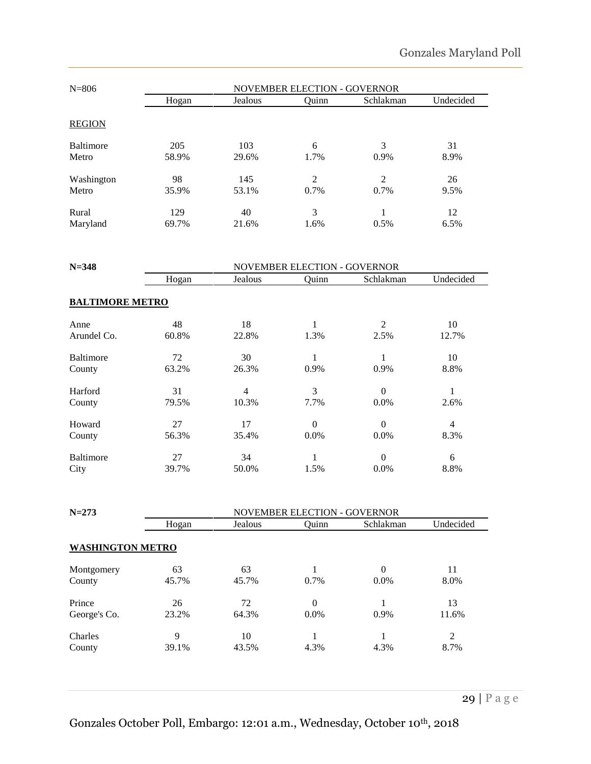| N=806 | NOVEMBER ELECTION - GOVERNOR | | | | |
|---|---|---|---|---|---|
| | Hogan | Jealous | Quinn | Schlakman | Undecided |
| REGION | | | | | |
| Baltimore Metro | 205<br>58.9% | 103<br>29.6% | 6<br>1.7% | 3<br>0.9% | 31<br>8.9% |
| Washington Metro | 98<br>35.9% | 145<br>53.1% | 2<br>0.7% | 2<br>0.7% | 26<br>9.5% |
| Rural Maryland | 129<br>69.7% | 40<br>21.6% | 3<br>1.6% | 1<br>0.5% | 12<br>6.5% |

| **N=348** | NOVEMBER ELECTION - GOVERNOR | | | | |
|---|---|---|---|---|---|
| | Hogan | Jealous | Quinn | Schlakman | Undecided |
| **BALTIMORE METRO** | | | | | |
| Anne Arundel Co. | 48<br>60.8% | 18<br>22.8% | 1<br>1.3% | 2<br>2.5% | 10<br>12.7% |
| Baltimore County | 72<br>63.2% | 30<br>26.3% | 1<br>0.9% | 1<br>0.9% | 10<br>8.8% |
| Harford County | 31<br>79.5% | 4<br>10.3% | 3<br>7.7% | 0<br>0.0% | 1<br>2.6% |
| Howard County | 27<br>56.3% | 17<br>35.4% | 0<br>0.0% | 0<br>0.0% | 4<br>8.3% |
| Baltimore City | 27<br>39.7% | 34<br>50.0% | 1<br>1.5% | 0<br>0.0% | 6<br>8.8% |

| **N=273** | NOVEMBER ELECTION - GOVERNOR | | | | |
|---|---|---|---|---|---|
| | Hogan | Jealous | Quinn | Schlakman | Undecided |
| **WASHINGTON METRO** | | | | | |
| Montgomery County | 63<br>45.7% | 63<br>45.7% | 1<br>0.7% | 0<br>0.0% | 11<br>8.0% |
| Prince George's Co. | 26<br>23.2% | 72<br>64.3% | 0<br>0.0% | 1<br>0.9% | 13<br>11.6% |
| Charles County | 9<br>39.1% | 10<br>43.5% | 1<br>4.3% | 1<br>4.3% | 2<br>8.7% |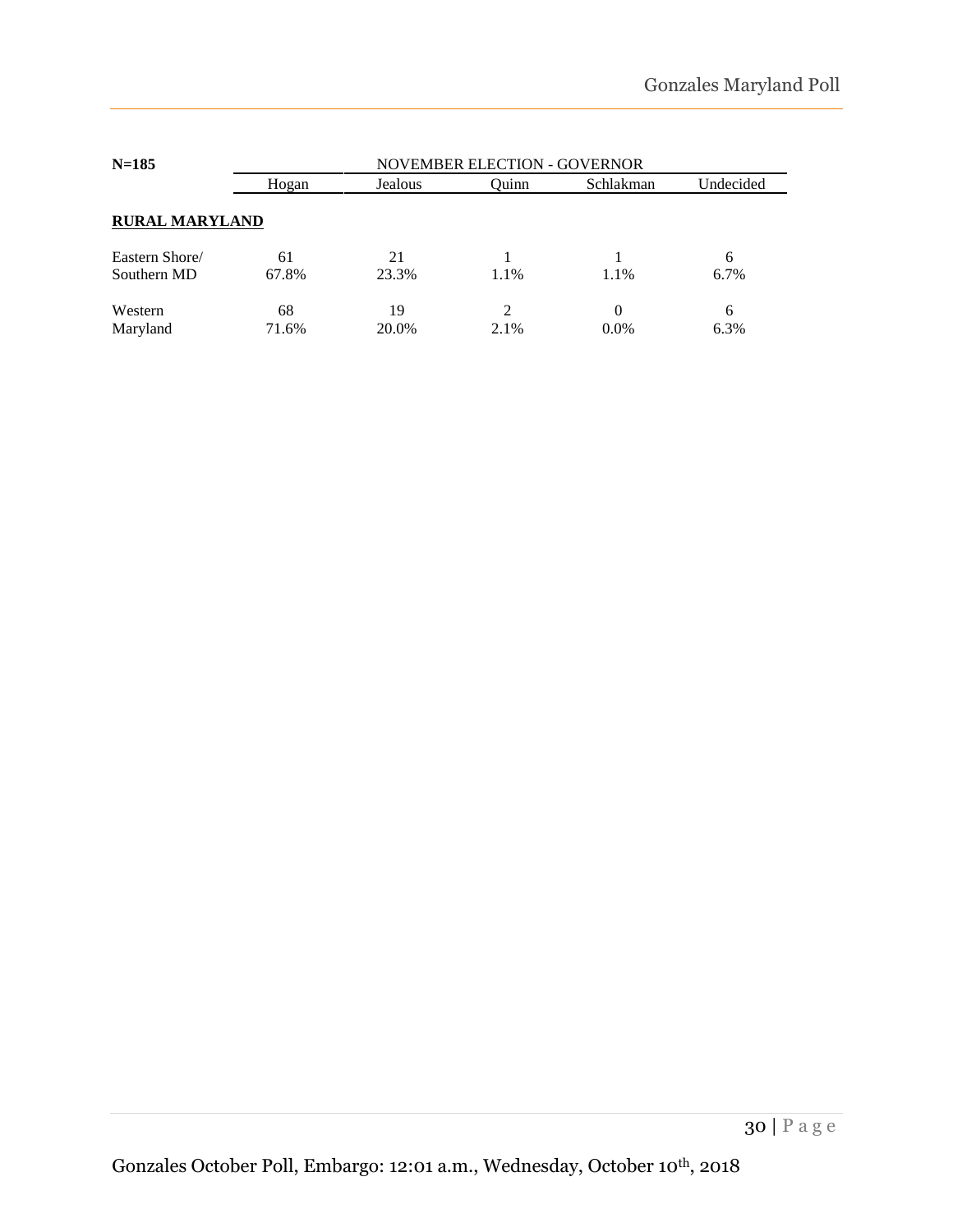| N=185 | NOVEMBER ELECTION - GOVERNOR | | | | |
|---|---|---|---|---|---|
| | Hogan | Jealous | Quinn | Schlakman | Undecided |
| **RURAL MARYLAND** | | | | | |
| Eastern Shore/ Southern MD | 61<br>67.8% | 21<br>23.3% | 1<br>1.1% | 1<br>1.1% | 6<br>6.7% |
| Western Maryland | 68<br>71.6% | 19<br>20.0% | 2<br>2.1% | 0<br>0.0% | 6<br>6.3% |

Gonzales October Poll, Embargo: 12:01 a.m., Wednesday, October 10th, 2018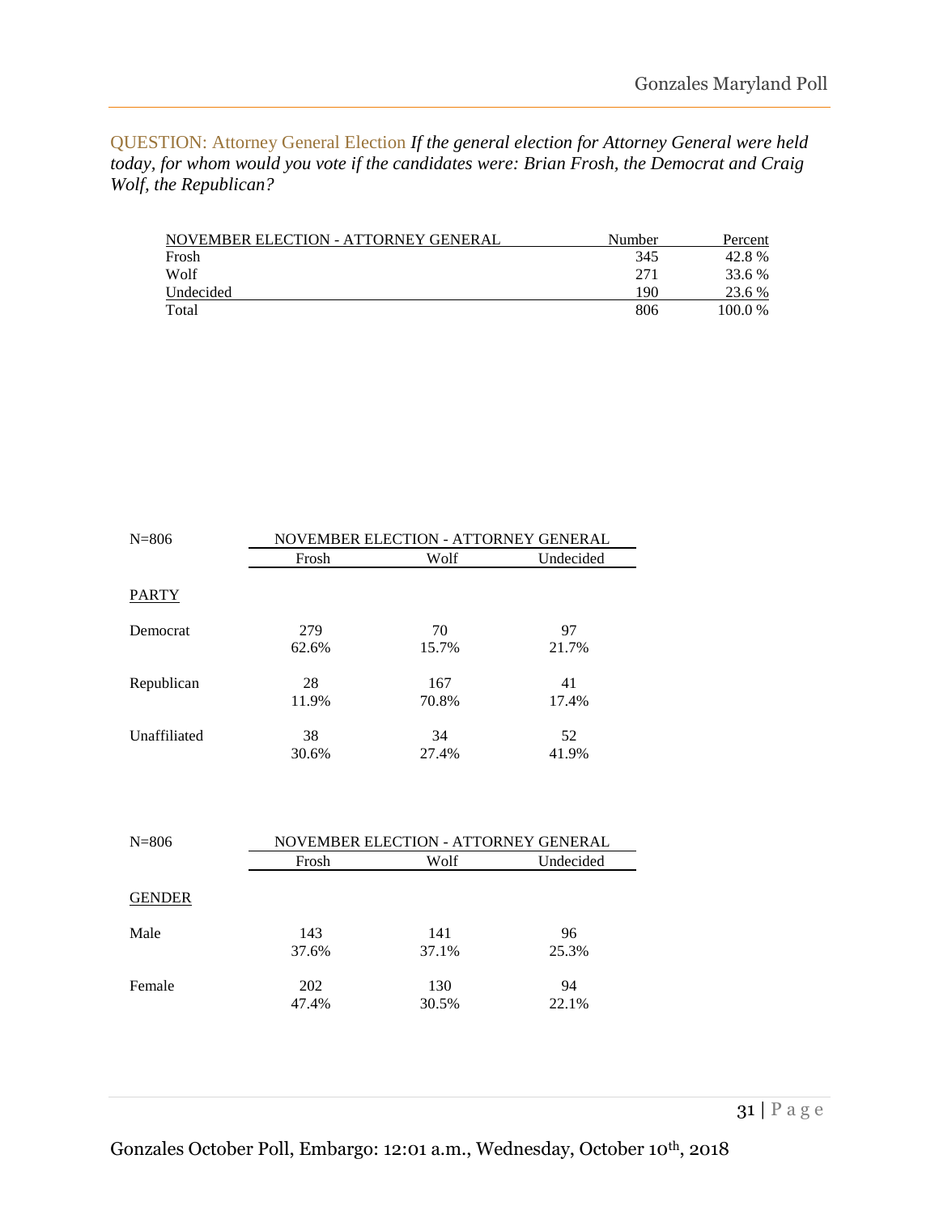QUESTION: Attorney General Election *If the general election for Attorney General were held today, for whom would you vote if the candidates were: Brian Frosh, the Democrat and Craig Wolf, the Republican?*

| NOVEMBER ELECTION - ATTORNEY GENERAL | Number | Percent |
|---|---|---|
| Frosh | 345 | 42.8 % |
| Wolf | 271 | 33.6 % |
| Undecided | 190 | 23.6 % |
| Total | 806 | 100.0 % |

| N=806 | NOVEMBER ELECTION - ATTORNEY GENERAL | | |
|---|---|---|---|
| | Frosh | Wolf | Undecided |
| PARTY | | | |
| Democrat | 279<br>62.6% | 70<br>15.7% | 97<br>21.7% |
| Republican | 28<br>11.9% | 167<br>70.8% | 41<br>17.4% |
| Unaffiliated | 38<br>30.6% | 34<br>27.4% | 52<br>41.9% |

| N=806 | NOVEMBER ELECTION - ATTORNEY GENERAL | | |
|---|---|---|---|
| | Frosh | Wolf | Undecided |
| GENDER | | | |
| Male | 143<br>37.6% | 141<br>37.1% | 96<br>25.3% |
| Female | 202<br>47.4% | 130<br>30.5% | 94<br>22.1% |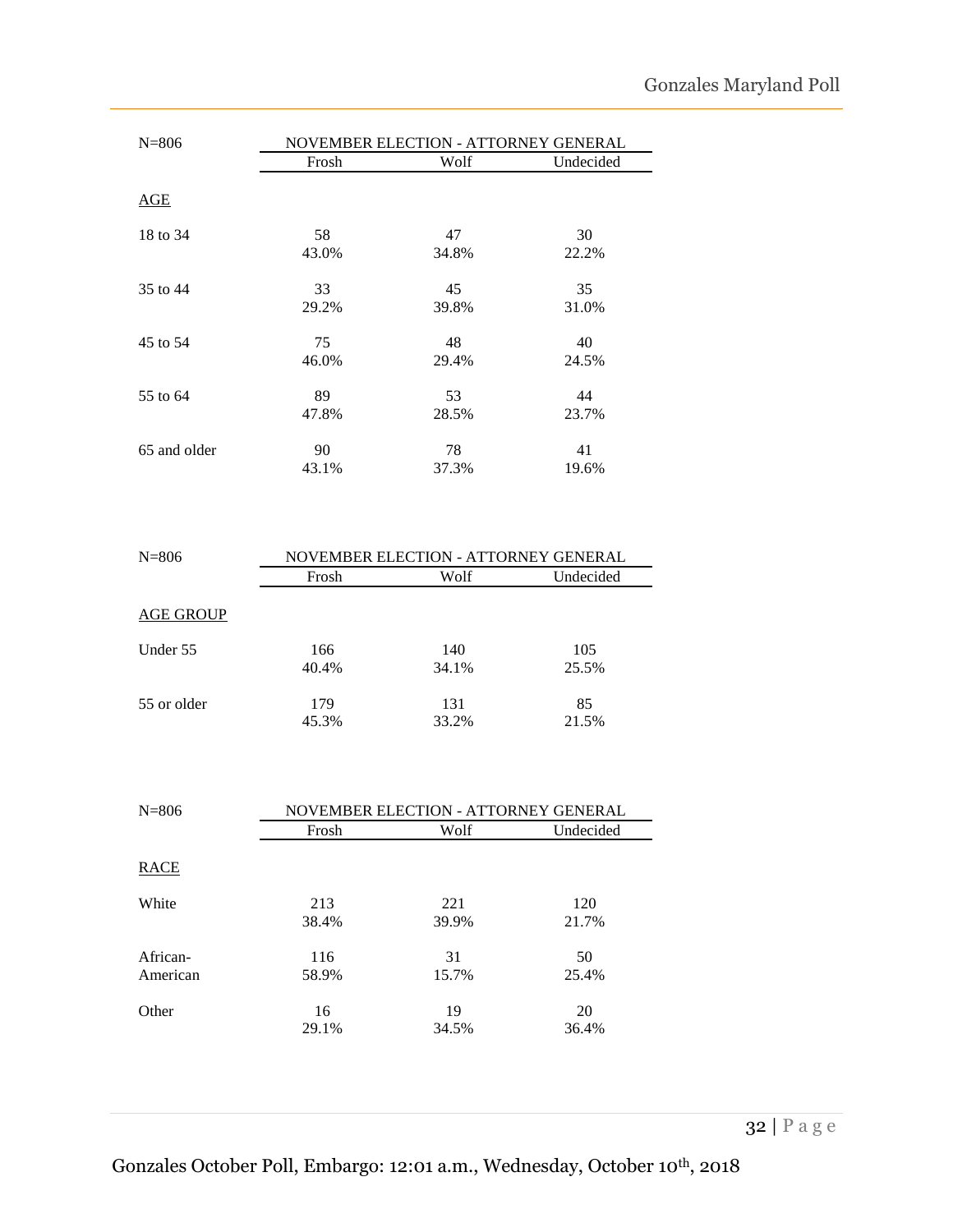| N=806 | NOVEMBER ELECTION - ATTORNEY GENERAL | | |
|---|---|---|---|
| | Frosh | Wolf | Undecided |
| AGE | | | |
| 18 to 34 | 58<br>43.0% | 47<br>34.8% | 30<br>22.2% |
| 35 to 44 | 33<br>29.2% | 45<br>39.8% | 35<br>31.0% |
| 45 to 54 | 75<br>46.0% | 48<br>29.4% | 40<br>24.5% |
| 55 to 64 | 89<br>47.8% | 53<br>28.5% | 44<br>23.7% |
| 65 and older | 90<br>43.1% | 78<br>37.3% | 41<br>19.6% |

| N=806 | NOVEMBER ELECTION - ATTORNEY GENERAL | | |
|---|---|---|---|
| | Frosh | Wolf | Undecided |
| AGE GROUP | | | |
| Under 55 | 166<br>40.4% | 140<br>34.1% | 105<br>25.5% |
| 55 or older | 179<br>45.3% | 131<br>33.2% | 85<br>21.5% |

| N=806 | NOVEMBER ELECTION - ATTORNEY GENERAL | | |
|---|---|---|---|
| | Frosh | Wolf | Undecided |
| RACE | | | |
| White | 213<br>38.4% | 221<br>39.9% | 120<br>21.7% |
| African-American | 116<br>58.9% | 31<br>15.7% | 50<br>25.4% |
| Other | 16<br>29.1% | 19<br>34.5% | 20<br>36.4% |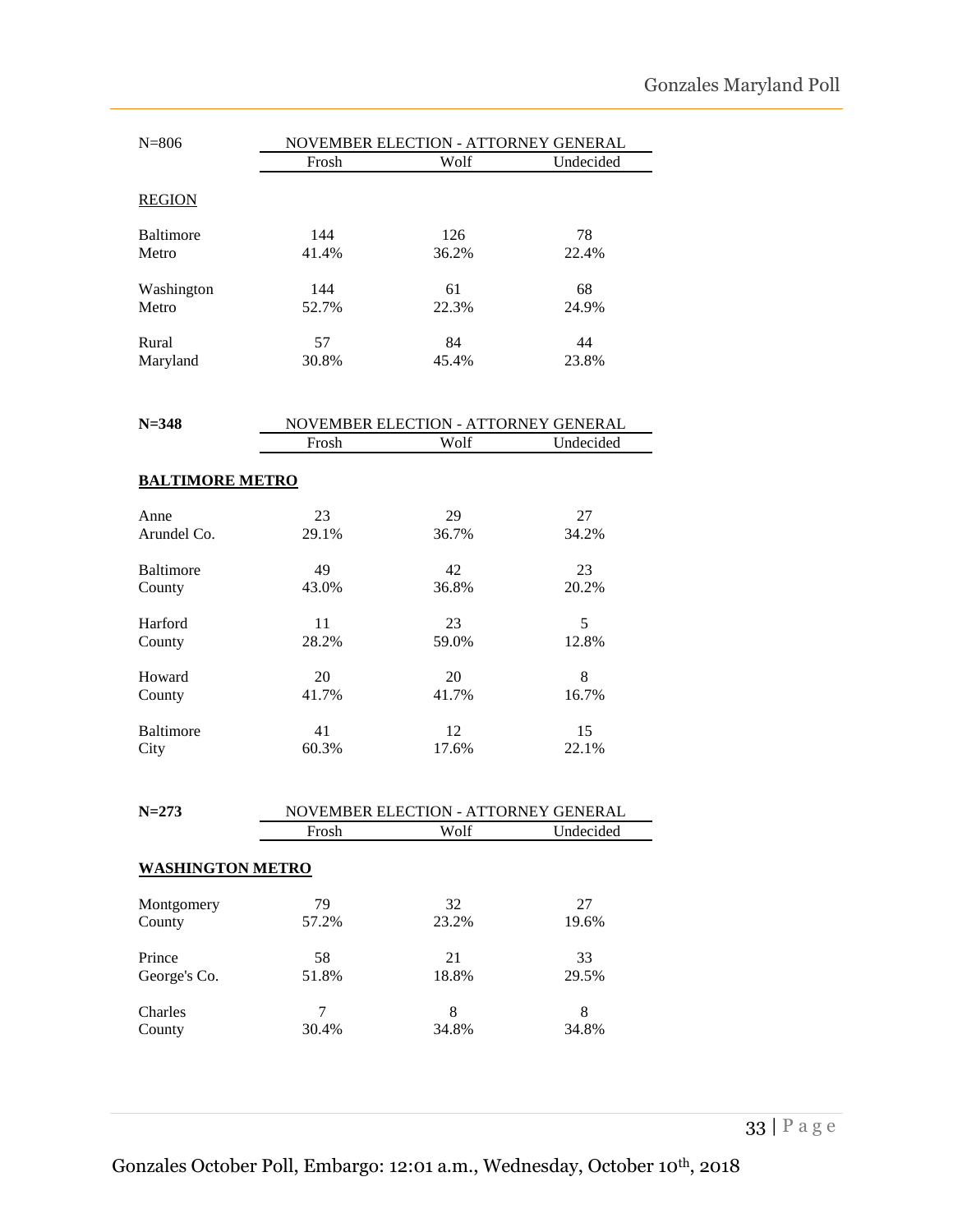| N=806 | NOVEMBER ELECTION - ATTORNEY GENERAL | | |
|---|---|---|---|
| | Frosh | Wolf | Undecided |
| REGION | | | |
| Baltimore Metro | 144<br>41.4% | 126<br>36.2% | 78<br>22.4% |
| Washington Metro | 144<br>52.7% | 61<br>22.3% | 68<br>24.9% |
| Rural Maryland | 57<br>30.8% | 84<br>45.4% | 44<br>23.8% |

| **N=348** | NOVEMBER ELECTION - ATTORNEY GENERAL | | |
|---|---|---|---|
| | Frosh | Wolf | Undecided |
| **BALTIMORE METRO** | | | |
| Anne Arundel Co. | 23<br>29.1% | 29<br>36.7% | 27<br>34.2% |
| Baltimore County | 49<br>43.0% | 42<br>36.8% | 23<br>20.2% |
| Harford County | 11<br>28.2% | 23<br>59.0% | 5<br>12.8% |
| Howard County | 20<br>41.7% | 20<br>41.7% | 8<br>16.7% |
| Baltimore City | 41<br>60.3% | 12<br>17.6% | 15<br>22.1% |

| **N=273** | NOVEMBER ELECTION - ATTORNEY GENERAL | | |
|---|---|---|---|
| | Frosh | Wolf | Undecided |
| **WASHINGTON METRO** | | | |
| Montgomery County | 79<br>57.2% | 32<br>23.2% | 27<br>19.6% |
| Prince George's Co. | 58<br>51.8% | 21<br>18.8% | 33<br>29.5% |
| Charles County | 7<br>30.4% | 8<br>34.8% | 8<br>34.8% |

Gonzales October Poll, Embargo: 12:01 a.m., Wednesday, October 10th, 2018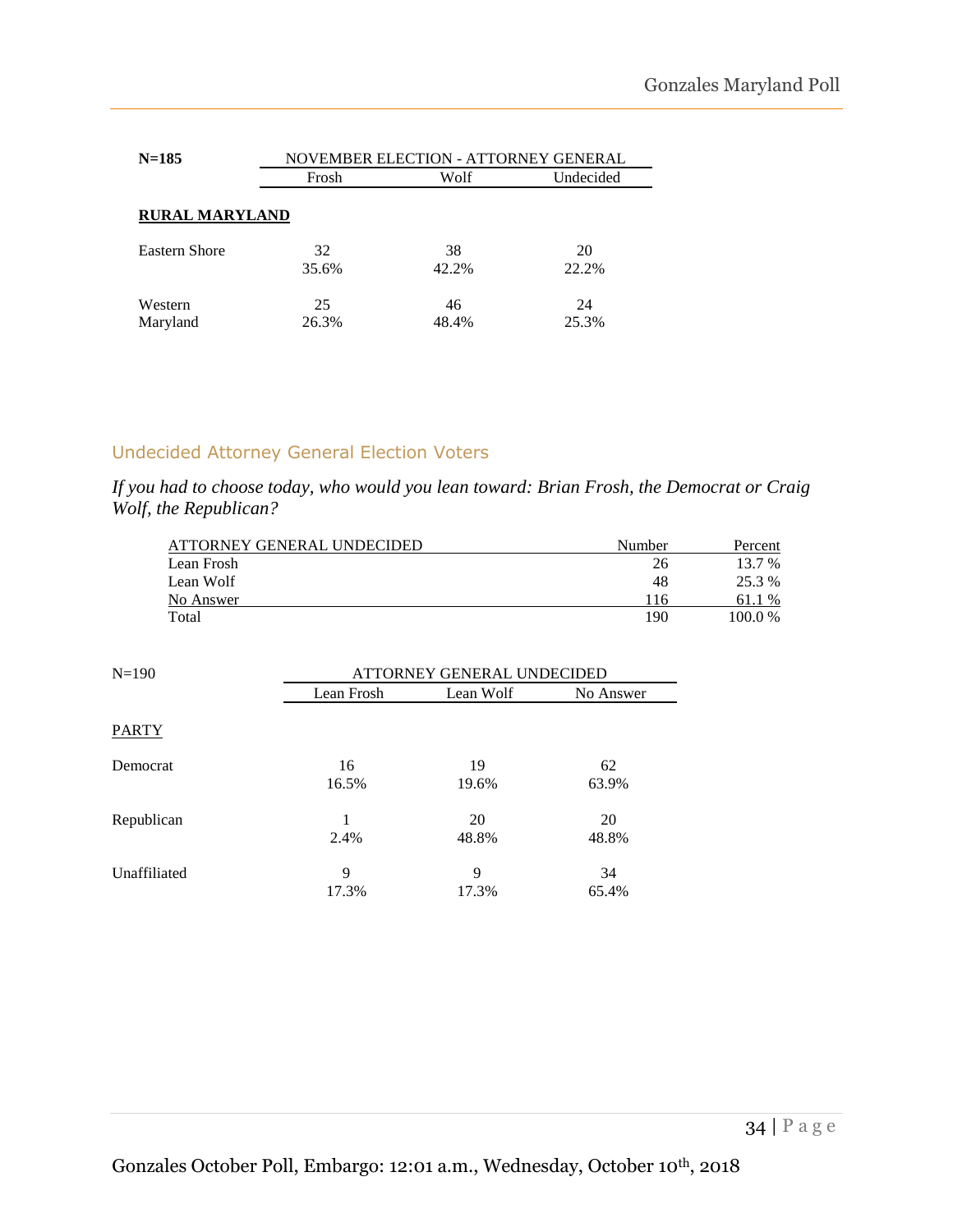| N=185 | NOVEMBER ELECTION - ATTORNEY GENERAL | | |
|---|---|---|---|
| | Frosh | Wolf | Undecided |
| **RURAL MARYLAND** | | | |
| Eastern Shore | 32<br>35.6% | 38<br>42.2% | 20<br>22.2% |
| Western Maryland | 25<br>26.3% | 46<br>48.4% | 24<br>25.3% |

## Undecided Attorney General Election Voters

*If you had to choose today, who would you lean toward: Brian Frosh, the Democrat or Craig Wolf, the Republican?*

| ATTORNEY GENERAL UNDECIDED | Number | Percent |
|---|---|---|
| Lean Frosh | 26 | 13.7 % |
| Lean Wolf | 48 | 25.3 % |
| No Answer | 116 | 61.1 % |
| Total | 190 | 100.0 % |

| N=190 | ATTORNEY GENERAL UNDECIDED | | |
|---|---|---|---|
| | Lean Frosh | Lean Wolf | No Answer |
| PARTY | | | |
| Democrat | 16<br>16.5% | 19<br>19.6% | 62<br>63.9% |
| Republican | 1<br>2.4% | 20<br>48.8% | 20<br>48.8% |
| Unaffiliated | 9<br>17.3% | 9<br>17.3% | 34<br>65.4% |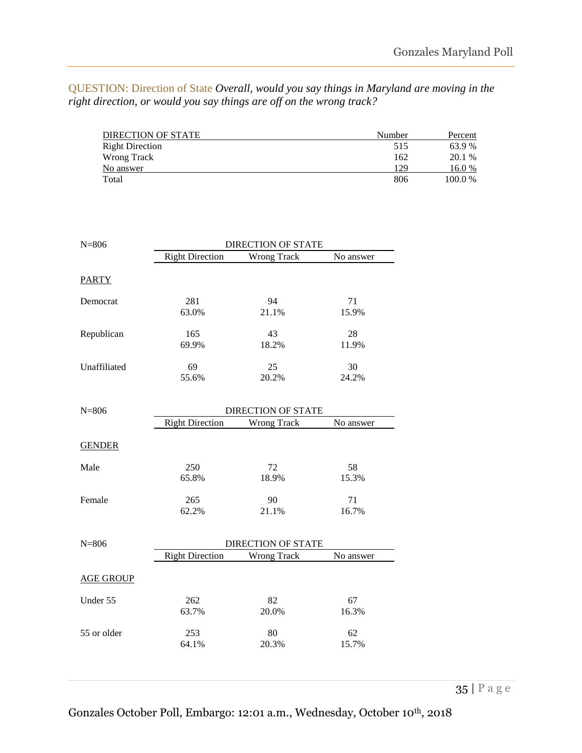QUESTION: Direction of State *Overall, would you say things in Maryland are moving in the right direction, or would you say things are off on the wrong track?*

| DIRECTION OF STATE | Number | Percent |
|---|---|---|
| Right Direction | 515 | 63.9 % |
| Wrong Track | 162 | 20.1 % |
| No answer | 129 | 16.0 % |
| Total | 806 | 100.0 % |

| N=806 | DIRECTION OF STATE | | |
|---|---|---|---|
| | Right Direction | Wrong Track | No answer |
| PARTY | | | |
| Democrat | 281<br>63.0% | 94<br>21.1% | 71<br>15.9% |
| Republican | 165<br>69.9% | 43<br>18.2% | 28<br>11.9% |
| Unaffiliated | 69<br>55.6% | 25<br>20.2% | 30<br>24.2% |

| N=806 | DIRECTION OF STATE | | |
|---|---|---|---|
| | Right Direction | Wrong Track | No answer |
| GENDER | | | |
| Male | 250<br>65.8% | 72<br>18.9% | 58<br>15.3% |
| Female | 265<br>62.2% | 90<br>21.1% | 71<br>16.7% |

| N=806 | DIRECTION OF STATE | | |
|---|---|---|---|
| | Right Direction | Wrong Track | No answer |
| AGE GROUP | | | |
| Under 55 | 262<br>63.7% | 82<br>20.0% | 67<br>16.3% |
| 55 or older | 253<br>64.1% | 80<br>20.3% | 62<br>15.7% |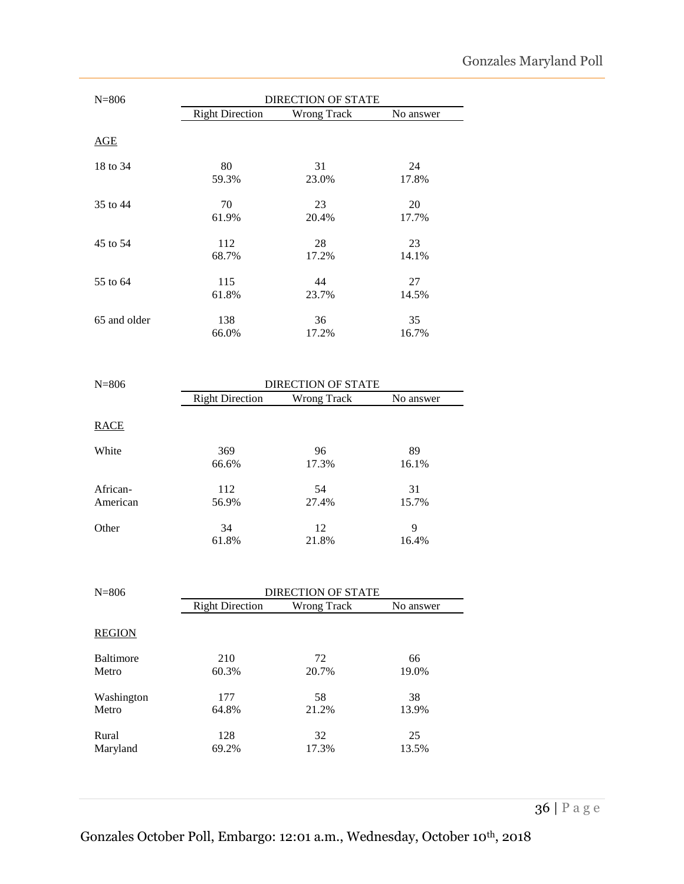| N=806 | DIRECTION OF STATE | | |
|---|---|---|---|
| | Right Direction | Wrong Track | No answer |
| AGE | | | |
| 18 to 34 | 80<br>59.3% | 31<br>23.0% | 24<br>17.8% |
| 35 to 44 | 70<br>61.9% | 23<br>20.4% | 20<br>17.7% |
| 45 to 54 | 112<br>68.7% | 28<br>17.2% | 23<br>14.1% |
| 55 to 64 | 115<br>61.8% | 44<br>23.7% | 27<br>14.5% |
| 65 and older | 138<br>66.0% | 36<br>17.2% | 35<br>16.7% |

| N=806 | DIRECTION OF STATE | | |
|---|---|---|---|
| | Right Direction | Wrong Track | No answer |
| RACE | | | |
| White | 369<br>66.6% | 96<br>17.3% | 89<br>16.1% |
| African-American | 112<br>56.9% | 54<br>27.4% | 31<br>15.7% |
| Other | 34<br>61.8% | 12<br>21.8% | 9<br>16.4% |

| N=806 | DIRECTION OF STATE | | |
|---|---|---|---|
| | Right Direction | Wrong Track | No answer |
| REGION | | | |
| Baltimore Metro | 210<br>60.3% | 72<br>20.7% | 66<br>19.0% |
| Washington Metro | 177<br>64.8% | 58<br>21.2% | 38<br>13.9% |
| Rural Maryland | 128<br>69.2% | 32<br>17.3% | 25<br>13.5% |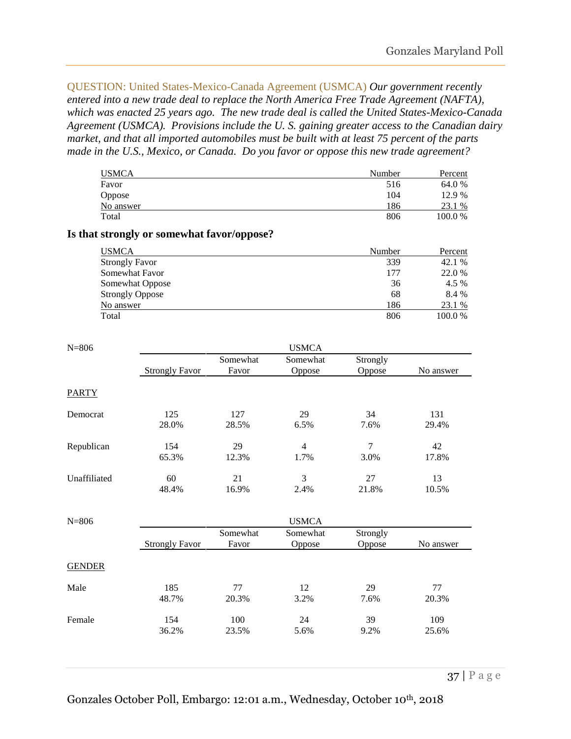QUESTION: United States-Mexico-Canada Agreement (USMCA) *Our government recently entered into a new trade deal to replace the North America Free Trade Agreement (NAFTA), which was enacted 25 years ago. The new trade deal is called the United States-Mexico-Canada Agreement (USMCA). Provisions include the U. S. gaining greater access to the Canadian dairy market, and that all imported automobiles must be built with at least 75 percent of the parts made in the U.S., Mexico, or Canada. Do you favor or oppose this new trade agreement?*

| USMCA | Number | Percent |
|---|---|---|
| Favor | 516 | 64.0 % |
| Oppose | 104 | 12.9 % |
| No answer | 186 | 23.1 % |
| Total | 806 | 100.0 % |

**Is that strongly or somewhat favor/oppose?**

| USMCA | Number | Percent |
|---|---|---|
| Strongly Favor | 339 | 42.1 % |
| Somewhat Favor | 177 | 22.0 % |
| Somewhat Oppose | 36 | 4.5 % |
| Strongly Oppose | 68 | 8.4 % |
| No answer | 186 | 23.1 % |
| Total | 806 | 100.0 % |

| N=806 | USMCA | | | | |
|---|---|---|---|---|---|
| | Strongly Favor | Somewhat Favor | Somewhat Oppose | Strongly Oppose | No answer |
| **PARTY** | | | | | |
| Democrat | 125<br>28.0% | 127<br>28.5% | 29<br>6.5% | 34<br>7.6% | 131<br>29.4% |
| Republican | 154<br>65.3% | 29<br>12.3% | 4<br>1.7% | 7<br>3.0% | 42<br>17.8% |
| Unaffiliated | 60<br>48.4% | 21<br>16.9% | 3<br>2.4% | 27<br>21.8% | 13<br>10.5% |

| N=806 | USMCA | | | | |
|---|---|---|---|---|---|
| | Strongly Favor | Somewhat Favor | Somewhat Oppose | Strongly Oppose | No answer |
| **GENDER** | | | | | |
| Male | 185<br>48.7% | 77<br>20.3% | 12<br>3.2% | 29<br>7.6% | 77<br>20.3% |
| Female | 154<br>36.2% | 100<br>23.5% | 24<br>5.6% | 39<br>9.2% | 109<br>25.6% |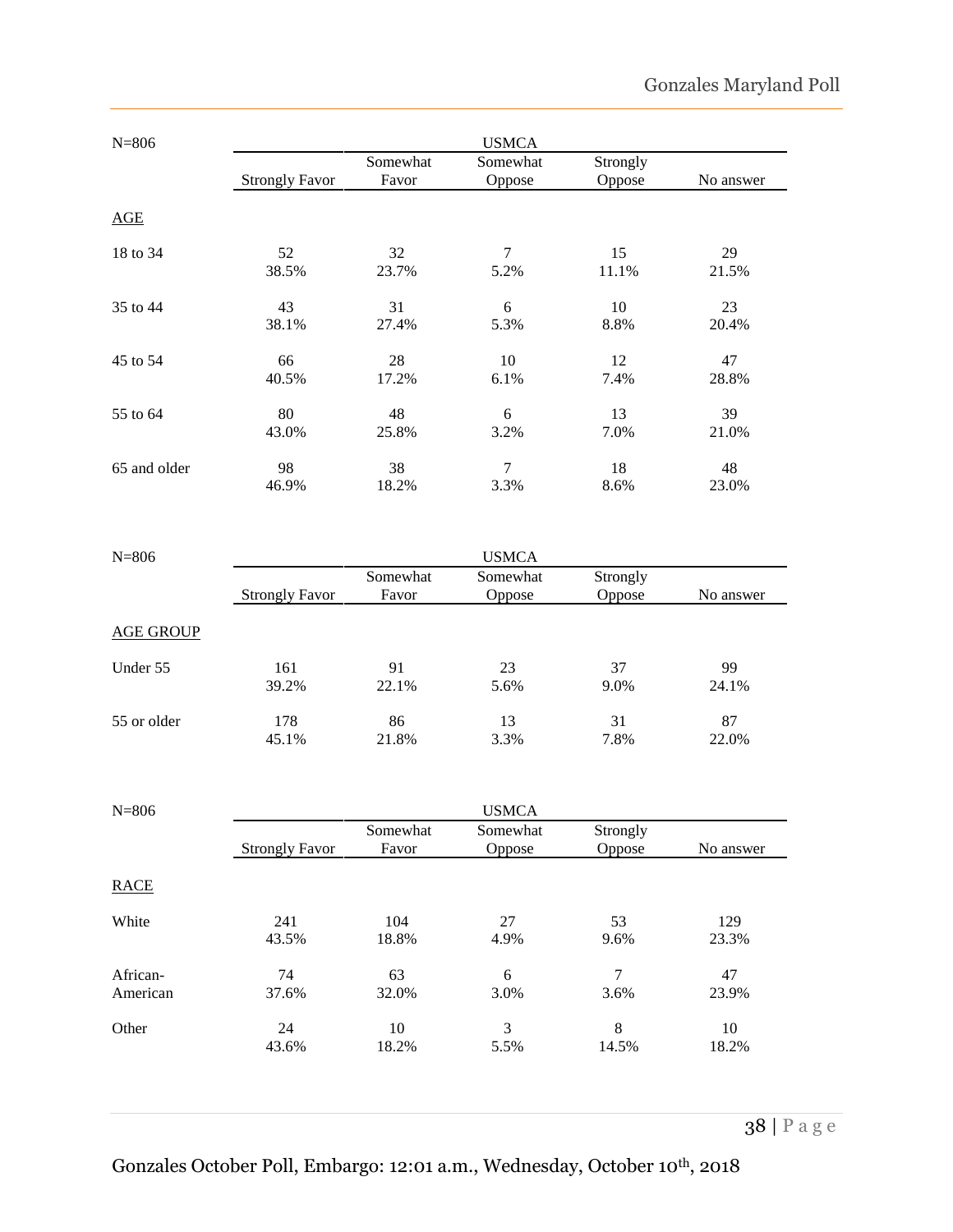N=806

| | USMCA | | | | |
|---|---|---|---|---|---|
| | Strongly Favor | Somewhat Favor | Somewhat Oppose | Strongly Oppose | No answer |
| AGE | | | | | |
| 18 to 34 | 52<br>38.5% | 32<br>23.7% | 7<br>5.2% | 15<br>11.1% | 29<br>21.5% |
| 35 to 44 | 43<br>38.1% | 31<br>27.4% | 6<br>5.3% | 10<br>8.8% | 23<br>20.4% |
| 45 to 54 | 66<br>40.5% | 28<br>17.2% | 10<br>6.1% | 12<br>7.4% | 47<br>28.8% |
| 55 to 64 | 80<br>43.0% | 48<br>25.8% | 6<br>3.2% | 13<br>7.0% | 39<br>21.0% |
| 65 and older | 98<br>46.9% | 38<br>18.2% | 7<br>3.3% | 18<br>8.6% | 48<br>23.0% |

N=806

| | USMCA | | | | |
|---|---|---|---|---|---|
| | Strongly Favor | Somewhat Favor | Somewhat Oppose | Strongly Oppose | No answer |
| AGE GROUP | | | | | |
| Under 55 | 161<br>39.2% | 91<br>22.1% | 23<br>5.6% | 37<br>9.0% | 99<br>24.1% |
| 55 or older | 178<br>45.1% | 86<br>21.8% | 13<br>3.3% | 31<br>7.8% | 87<br>22.0% |

N=806

| | USMCA | | | | |
|---|---|---|---|---|---|
| | Strongly Favor | Somewhat Favor | Somewhat Oppose | Strongly Oppose | No answer |
| RACE | | | | | |
| White | 241<br>43.5% | 104<br>18.8% | 27<br>4.9% | 53<br>9.6% | 129<br>23.3% |
| African-American | 74<br>37.6% | 63<br>32.0% | 6<br>3.0% | 7<br>3.6% | 47<br>23.9% |
| Other | 24<br>43.6% | 10<br>18.2% | 3<br>5.5% | 8<br>14.5% | 10<br>18.2% |

Gonzales October Poll, Embargo: 12:01 a.m., Wednesday, October 10th, 2018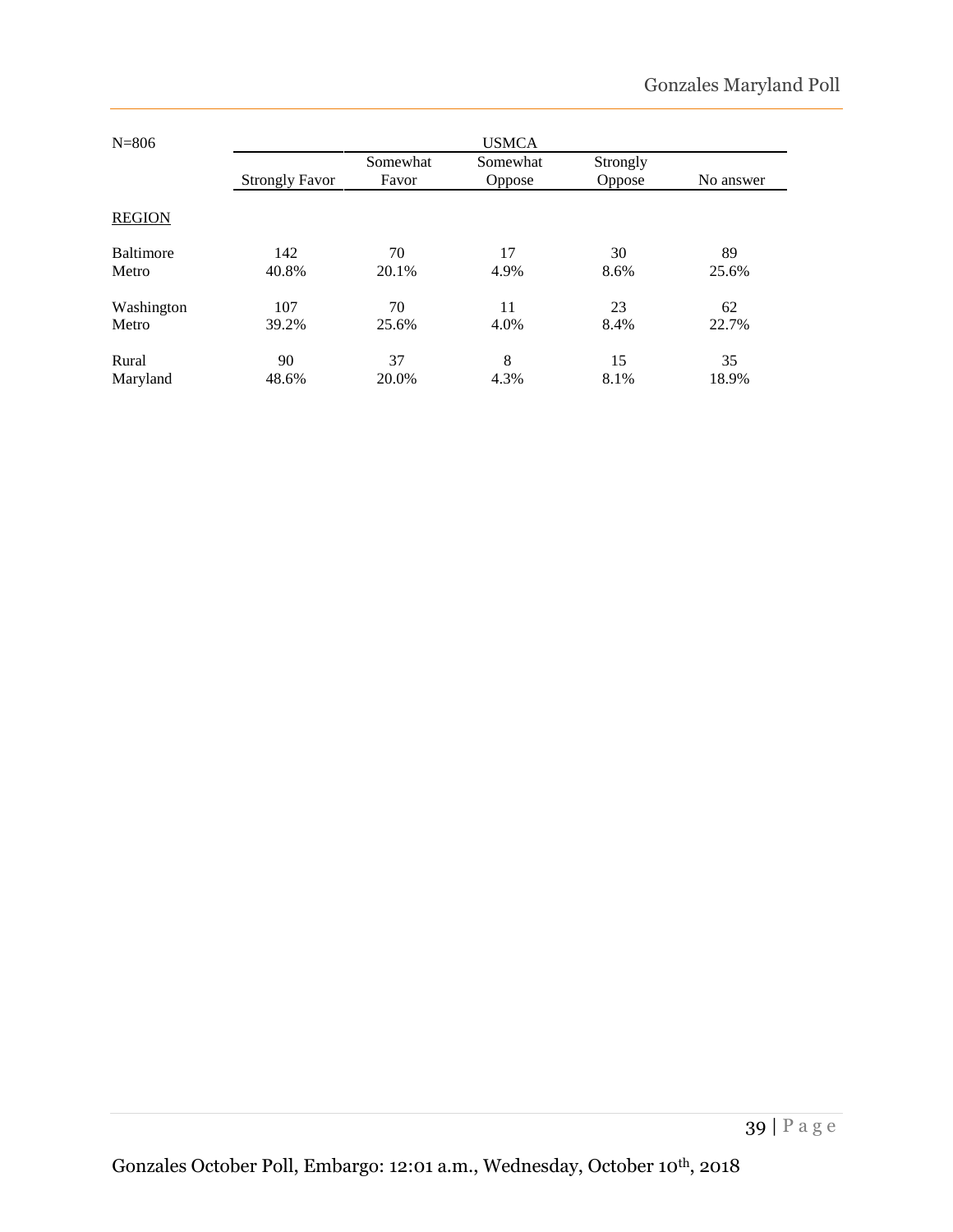| N=806 | USMCA | | | | |
|---|---|---|---|---|---|
| | Strongly Favor | Somewhat Favor | Somewhat Oppose | Strongly Oppose | No answer |
| REGION | | | | | |
| Baltimore Metro | 142<br>40.8% | 70<br>20.1% | 17<br>4.9% | 30<br>8.6% | 89<br>25.6% |
| Washington Metro | 107<br>39.2% | 70<br>25.6% | 11<br>4.0% | 23<br>8.4% | 62<br>22.7% |
| Rural Maryland | 90<br>48.6% | 37<br>20.0% | 8<br>4.3% | 15<br>8.1% | 35<br>18.9% |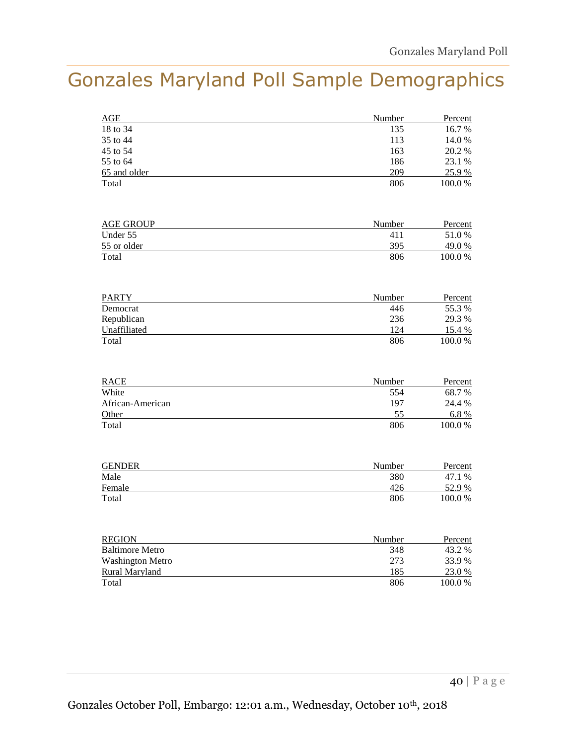# Gonzales Maryland Poll Sample Demographics

| AGE | Number | Percent |
|---|---|---|
| 18 to 34 | 135 | 16.7 % |
| 35 to 44 | 113 | 14.0 % |
| 45 to 54 | 163 | 20.2 % |
| 55 to 64 | 186 | 23.1 % |
| 65 and older | 209 | 25.9 % |
| Total | 806 | 100.0 % |

| AGE GROUP | Number | Percent |
|---|---|---|
| Under 55 | 411 | 51.0 % |
| 55 or older | 395 | 49.0 % |
| Total | 806 | 100.0 % |

| PARTY | Number | Percent |
|---|---|---|
| Democrat | 446 | 55.3 % |
| Republican | 236 | 29.3 % |
| Unaffiliated | 124 | 15.4 % |
| Total | 806 | 100.0 % |

| RACE | Number | Percent |
|---|---|---|
| White | 554 | 68.7 % |
| African-American | 197 | 24.4 % |
| Other | 55 | 6.8 % |
| Total | 806 | 100.0 % |

| GENDER | Number | Percent |
|---|---|---|
| Male | 380 | 47.1 % |
| Female | 426 | 52.9 % |
| Total | 806 | 100.0 % |

| REGION | Number | Percent |
|---|---|---|
| Baltimore Metro | 348 | 43.2 % |
| Washington Metro | 273 | 33.9 % |
| Rural Maryland | 185 | 23.0 % |
| Total | 806 | 100.0 % |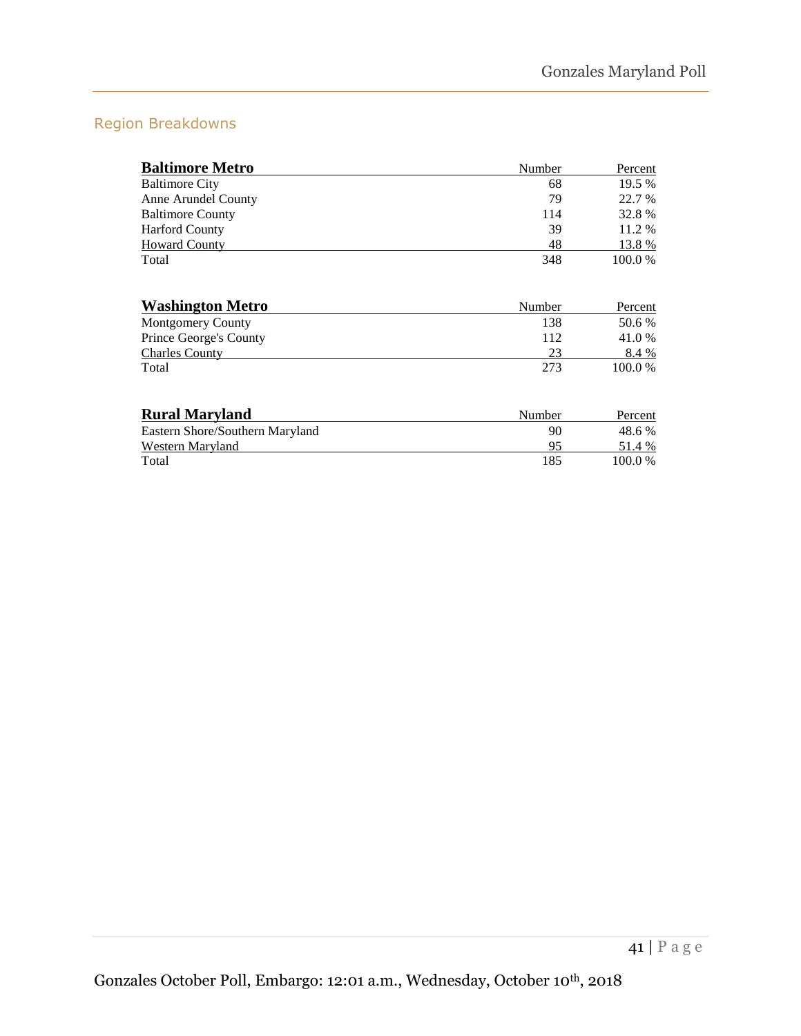## Region Breakdowns

| Baltimore Metro | Number | Percent |
|---|---|---|
| Baltimore City | 68 | 19.5 % |
| Anne Arundel County | 79 | 22.7 % |
| Baltimore County | 114 | 32.8 % |
| Harford County | 39 | 11.2 % |
| Howard County | 48 | 13.8 % |
| Total | 348 | 100.0 % |

| Washington Metro | Number | Percent |
|---|---|---|
| Montgomery County | 138 | 50.6 % |
| Prince George's County | 112 | 41.0 % |
| Charles County | 23 | 8.4 % |
| Total | 273 | 100.0 % |

| Rural Maryland | Number | Percent |
|---|---|---|
| Eastern Shore/Southern Maryland | 90 | 48.6 % |
| Western Maryland | 95 | 51.4 % |
| Total | 185 | 100.0 % |